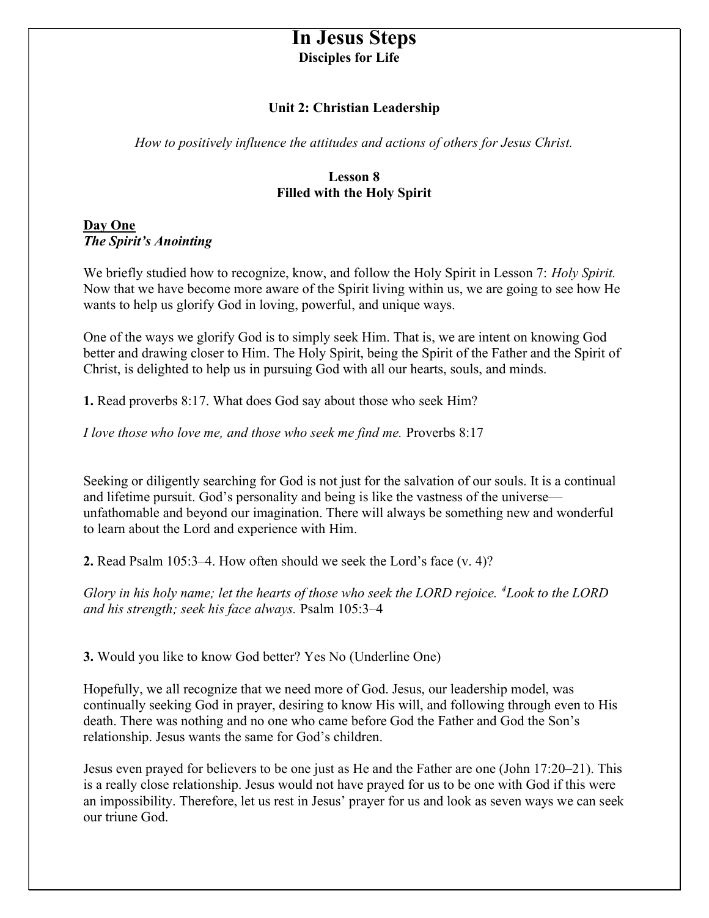# In Jesus Steps

**Disciples for Life**

## Unit 2: Christian Leadership

*How to positively influence the attitudes and actions of others for Jesus Christ.*

### Lesson 8
### Filled with the Holy Spirit

**Day One**
***The Spirit's Anointing***

We briefly studied how to recognize, know, and follow the Holy Spirit in Lesson 7: *Holy Spirit.* Now that we have become more aware of the Spirit living within us, we are going to see how He wants to help us glorify God in loving, powerful, and unique ways.

One of the ways we glorify God is to simply seek Him. That is, we are intent on knowing God better and drawing closer to Him. The Holy Spirit, being the Spirit of the Father and the Spirit of Christ, is delighted to help us in pursuing God with all our hearts, souls, and minds.

**1.** Read proverbs 8:17. What does God say about those who seek Him?

*I love those who love me, and those who seek me find me.* Proverbs 8:17

Seeking or diligently searching for God is not just for the salvation of our souls. It is a continual and lifetime pursuit. God's personality and being is like the vastness of the universe—unfathomable and beyond our imagination. There will always be something new and wonderful to learn about the Lord and experience with Him.

**2.** Read Psalm 105:3–4. How often should we seek the Lord's face (v. 4)?

*Glory in his holy name; let the hearts of those who seek the LORD rejoice. [4]Look to the LORD and his strength; seek his face always.* Psalm 105:3–4

**3.** Would you like to know God better? Yes No (Underline One)

Hopefully, we all recognize that we need more of God. Jesus, our leadership model, was continually seeking God in prayer, desiring to know His will, and following through even to His death. There was nothing and no one who came before God the Father and God the Son's relationship. Jesus wants the same for God's children.

Jesus even prayed for believers to be one just as He and the Father are one (John 17:20–21). This is a really close relationship. Jesus would not have prayed for us to be one with God if this were an impossibility. Therefore, let us rest in Jesus' prayer for us and look as seven ways we can seek our triune God.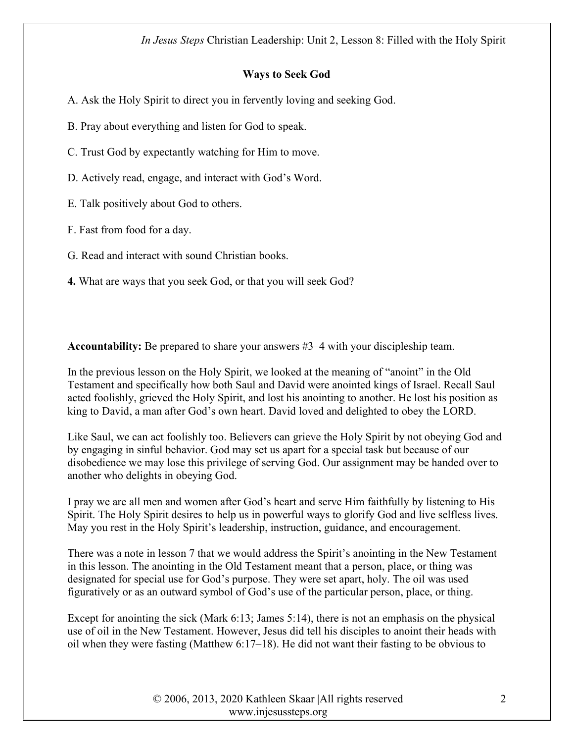**Ways to Seek God**

A. Ask the Holy Spirit to direct you in fervently loving and seeking God.

B. Pray about everything and listen for God to speak.

C. Trust God by expectantly watching for Him to move.

D. Actively read, engage, and interact with God's Word.

E. Talk positively about God to others.

F. Fast from food for a day.

G. Read and interact with sound Christian books.

**4.** What are ways that you seek God, or that you will seek God?

**Accountability:** Be prepared to share your answers #3–4 with your discipleship team.

In the previous lesson on the Holy Spirit, we looked at the meaning of "anoint" in the Old Testament and specifically how both Saul and David were anointed kings of Israel. Recall Saul acted foolishly, grieved the Holy Spirit, and lost his anointing to another. He lost his position as king to David, a man after God's own heart. David loved and delighted to obey the LORD.

Like Saul, we can act foolishly too. Believers can grieve the Holy Spirit by not obeying God and by engaging in sinful behavior. God may set us apart for a special task but because of our disobedience we may lose this privilege of serving God. Our assignment may be handed over to another who delights in obeying God.

I pray we are all men and women after God's heart and serve Him faithfully by listening to His Spirit. The Holy Spirit desires to help us in powerful ways to glorify God and live selfless lives. May you rest in the Holy Spirit's leadership, instruction, guidance, and encouragement.

There was a note in lesson 7 that we would address the Spirit's anointing in the New Testament in this lesson. The anointing in the Old Testament meant that a person, place, or thing was designated for special use for God's purpose. They were set apart, holy. The oil was used figuratively or as an outward symbol of God's use of the particular person, place, or thing.

Except for anointing the sick (Mark 6:13; James 5:14), there is not an emphasis on the physical use of oil in the New Testament. However, Jesus did tell his disciples to anoint their heads with oil when they were fasting (Matthew 6:17–18). He did not want their fasting to be obvious to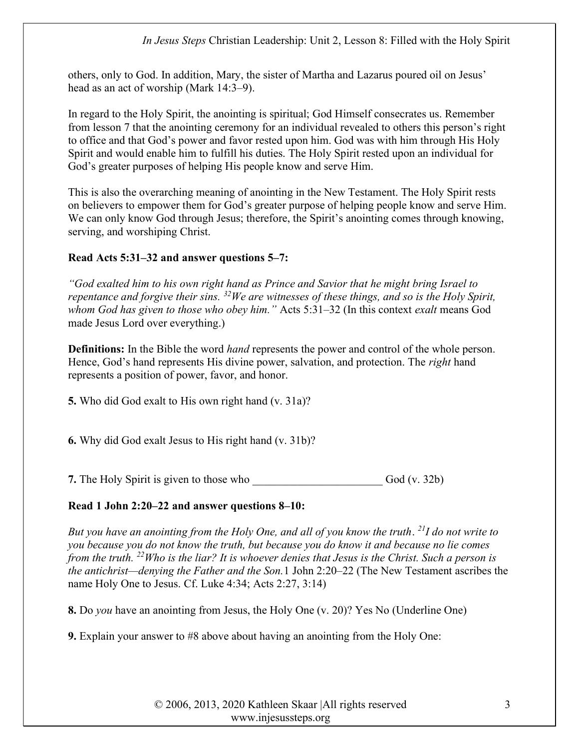others, only to God. In addition, Mary, the sister of Martha and Lazarus poured oil on Jesus' head as an act of worship (Mark 14:3–9).

In regard to the Holy Spirit, the anointing is spiritual; God Himself consecrates us. Remember from lesson 7 that the anointing ceremony for an individual revealed to others this person's right to office and that God's power and favor rested upon him. God was with him through His Holy Spirit and would enable him to fulfill his duties. The Holy Spirit rested upon an individual for God's greater purposes of helping His people know and serve Him.

This is also the overarching meaning of anointing in the New Testament. The Holy Spirit rests on believers to empower them for God's greater purpose of helping people know and serve Him. We can only know God through Jesus; therefore, the Spirit's anointing comes through knowing, serving, and worshiping Christ.

**Read Acts 5:31–32 and answer questions 5–7:**

*"God exalted him to his own right hand as Prince and Savior that he might bring Israel to repentance and forgive their sins. [32]We are witnesses of these things, and so is the Holy Spirit, whom God has given to those who obey him."* Acts 5:31–32 (In this context *exalt* means God made Jesus Lord over everything.)

**Definitions:** In the Bible the word *hand* represents the power and control of the whole person. Hence, God's hand represents His divine power, salvation, and protection. The *right* hand represents a position of power, favor, and honor.

**5.** Who did God exalt to His own right hand (v. 31a)?

**6.** Why did God exalt Jesus to His right hand (v. 31b)?

**7.** The Holy Spirit is given to those who ______________________ God (v. 32b)

**Read 1 John 2:20–22 and answer questions 8–10:**

*But you have an anointing from the Holy One, and all of you know the truth. [21]I do not write to you because you do not know the truth, but because you do know it and because no lie comes from the truth. [22]Who is the liar? It is whoever denies that Jesus is the Christ. Such a person is the antichrist—denying the Father and the Son.* 1 John 2:20–22 (The New Testament ascribes the name Holy One to Jesus. Cf. Luke 4:34; Acts 2:27, 3:14)

**8.** Do *you* have an anointing from Jesus, the Holy One (v. 20)? Yes No (Underline One)

**9.** Explain your answer to #8 above about having an anointing from the Holy One: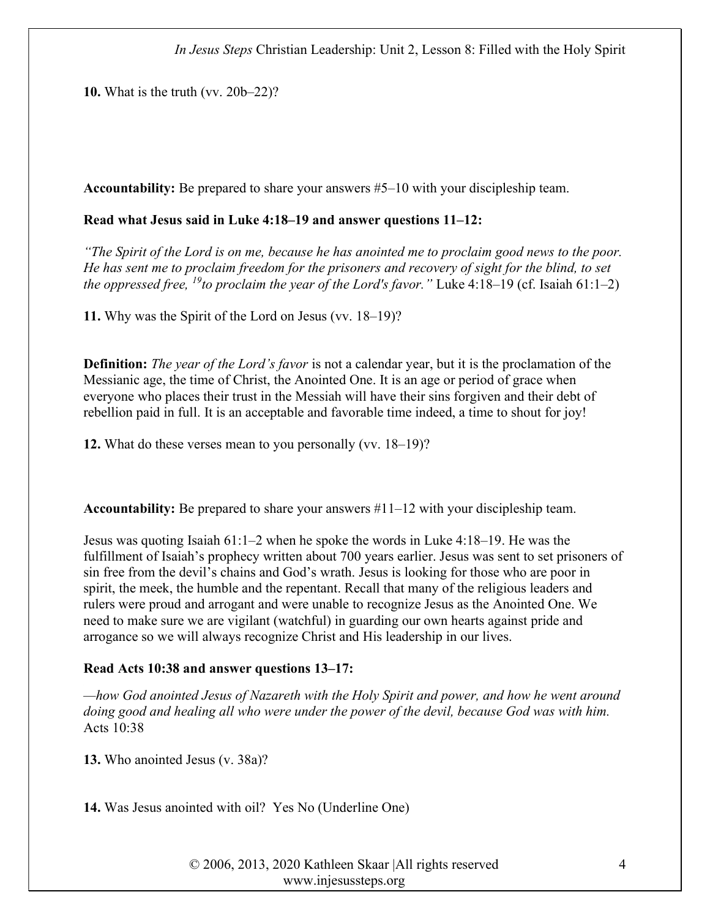**10.** What is the truth (vv. 20b–22)?

**Accountability:** Be prepared to share your answers #5–10 with your discipleship team.

**Read what Jesus said in Luke 4:18–19 and answer questions 11–12:**

*"The Spirit of the Lord is on me, because he has anointed me to proclaim good news to the poor. He has sent me to proclaim freedom for the prisoners and recovery of sight for the blind, to set the oppressed free, [19]to proclaim the year of the Lord's favor."* Luke 4:18–19 (cf. Isaiah 61:1–2)

**11.** Why was the Spirit of the Lord on Jesus (vv. 18–19)?

**Definition:** *The year of the Lord's favor* is not a calendar year, but it is the proclamation of the Messianic age, the time of Christ, the Anointed One. It is an age or period of grace when everyone who places their trust in the Messiah will have their sins forgiven and their debt of rebellion paid in full. It is an acceptable and favorable time indeed, a time to shout for joy!

**12.** What do these verses mean to you personally (vv. 18–19)?

**Accountability:** Be prepared to share your answers #11–12 with your discipleship team.

Jesus was quoting Isaiah 61:1–2 when he spoke the words in Luke 4:18–19. He was the fulfillment of Isaiah's prophecy written about 700 years earlier. Jesus was sent to set prisoners of sin free from the devil's chains and God's wrath. Jesus is looking for those who are poor in spirit, the meek, the humble and the repentant. Recall that many of the religious leaders and rulers were proud and arrogant and were unable to recognize Jesus as the Anointed One. We need to make sure we are vigilant (watchful) in guarding our own hearts against pride and arrogance so we will always recognize Christ and His leadership in our lives.

**Read Acts 10:38 and answer questions 13–17:**

*—how God anointed Jesus of Nazareth with the Holy Spirit and power, and how he went around doing good and healing all who were under the power of the devil, because God was with him.* Acts 10:38

**13.** Who anointed Jesus (v. 38a)?

**14.** Was Jesus anointed with oil? Yes No (Underline One)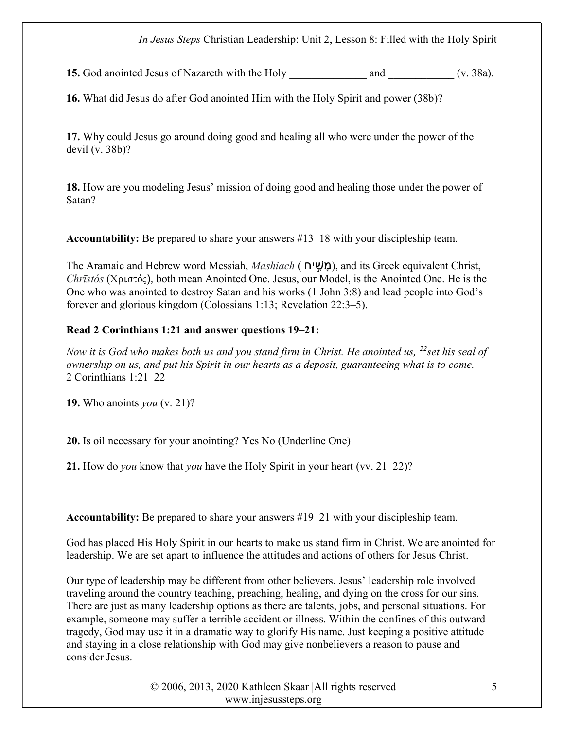**15.** God anointed Jesus of Nazareth with the Holy ______________ and ____________ (v. 38a).

**16.** What did Jesus do after God anointed Him with the Holy Spirit and power (38b)?

**17.** Why could Jesus go around doing good and healing all who were under the power of the devil (v. 38b)?

**18.** How are you modeling Jesus' mission of doing good and healing those under the power of Satan?

**Accountability:** Be prepared to share your answers #13–18 with your discipleship team.

The Aramaic and Hebrew word Messiah, *Mashiach* ( מָשִׁיחַ), and its Greek equivalent Christ, *Chrīstós* (Χριστός), both mean Anointed One. Jesus, our Model, is <u>the</u> Anointed One. He is the One who was anointed to destroy Satan and his works (1 John 3:8) and lead people into God's forever and glorious kingdom (Colossians 1:13; Revelation 22:3–5).

**Read 2 Corinthians 1:21 and answer questions 19–21:**

*Now it is God who makes both us and you stand firm in Christ. He anointed us, [22]set his seal of ownership on us, and put his Spirit in our hearts as a deposit, guaranteeing what is to come.*
2 Corinthians 1:21–22

**19.** Who anoints *you* (v. 21)?

**20.** Is oil necessary for your anointing? Yes No (Underline One)

**21.** How do *you* know that *you* have the Holy Spirit in your heart (vv. 21–22)?

**Accountability:** Be prepared to share your answers #19–21 with your discipleship team.

God has placed His Holy Spirit in our hearts to make us stand firm in Christ. We are anointed for leadership. We are set apart to influence the attitudes and actions of others for Jesus Christ.

Our type of leadership may be different from other believers. Jesus' leadership role involved traveling around the country teaching, preaching, healing, and dying on the cross for our sins. There are just as many leadership options as there are talents, jobs, and personal situations. For example, someone may suffer a terrible accident or illness. Within the confines of this outward tragedy, God may use it in a dramatic way to glorify His name. Just keeping a positive attitude and staying in a close relationship with God may give nonbelievers a reason to pause and consider Jesus.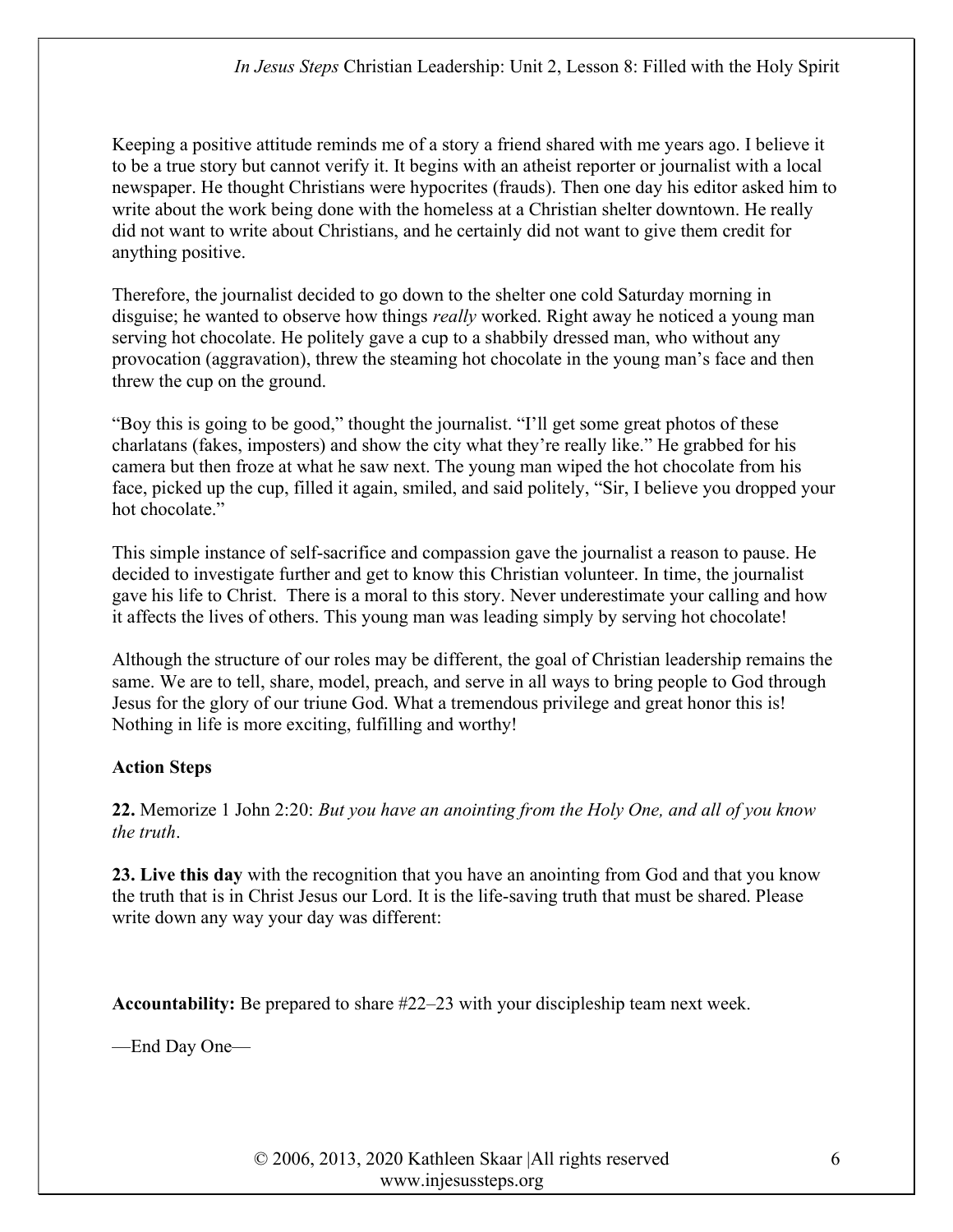Keeping a positive attitude reminds me of a story a friend shared with me years ago. I believe it to be a true story but cannot verify it. It begins with an atheist reporter or journalist with a local newspaper. He thought Christians were hypocrites (frauds). Then one day his editor asked him to write about the work being done with the homeless at a Christian shelter downtown. He really did not want to write about Christians, and he certainly did not want to give them credit for anything positive.

Therefore, the journalist decided to go down to the shelter one cold Saturday morning in disguise; he wanted to observe how things *really* worked. Right away he noticed a young man serving hot chocolate. He politely gave a cup to a shabbily dressed man, who without any provocation (aggravation), threw the steaming hot chocolate in the young man's face and then threw the cup on the ground.

"Boy this is going to be good," thought the journalist. "I'll get some great photos of these charlatans (fakes, imposters) and show the city what they're really like." He grabbed for his camera but then froze at what he saw next. The young man wiped the hot chocolate from his face, picked up the cup, filled it again, smiled, and said politely, "Sir, I believe you dropped your hot chocolate."

This simple instance of self-sacrifice and compassion gave the journalist a reason to pause. He decided to investigate further and get to know this Christian volunteer. In time, the journalist gave his life to Christ. There is a moral to this story. Never underestimate your calling and how it affects the lives of others. This young man was leading simply by serving hot chocolate!

Although the structure of our roles may be different, the goal of Christian leadership remains the same. We are to tell, share, model, preach, and serve in all ways to bring people to God through Jesus for the glory of our triune God. What a tremendous privilege and great honor this is! Nothing in life is more exciting, fulfilling and worthy!

**Action Steps**

**22.** Memorize 1 John 2:20: *But you have an anointing from the Holy One, and all of you know the truth*.

**23. Live this day** with the recognition that you have an anointing from God and that you know the truth that is in Christ Jesus our Lord. It is the life-saving truth that must be shared. Please write down any way your day was different:

**Accountability:** Be prepared to share #22–23 with your discipleship team next week.

—End Day One—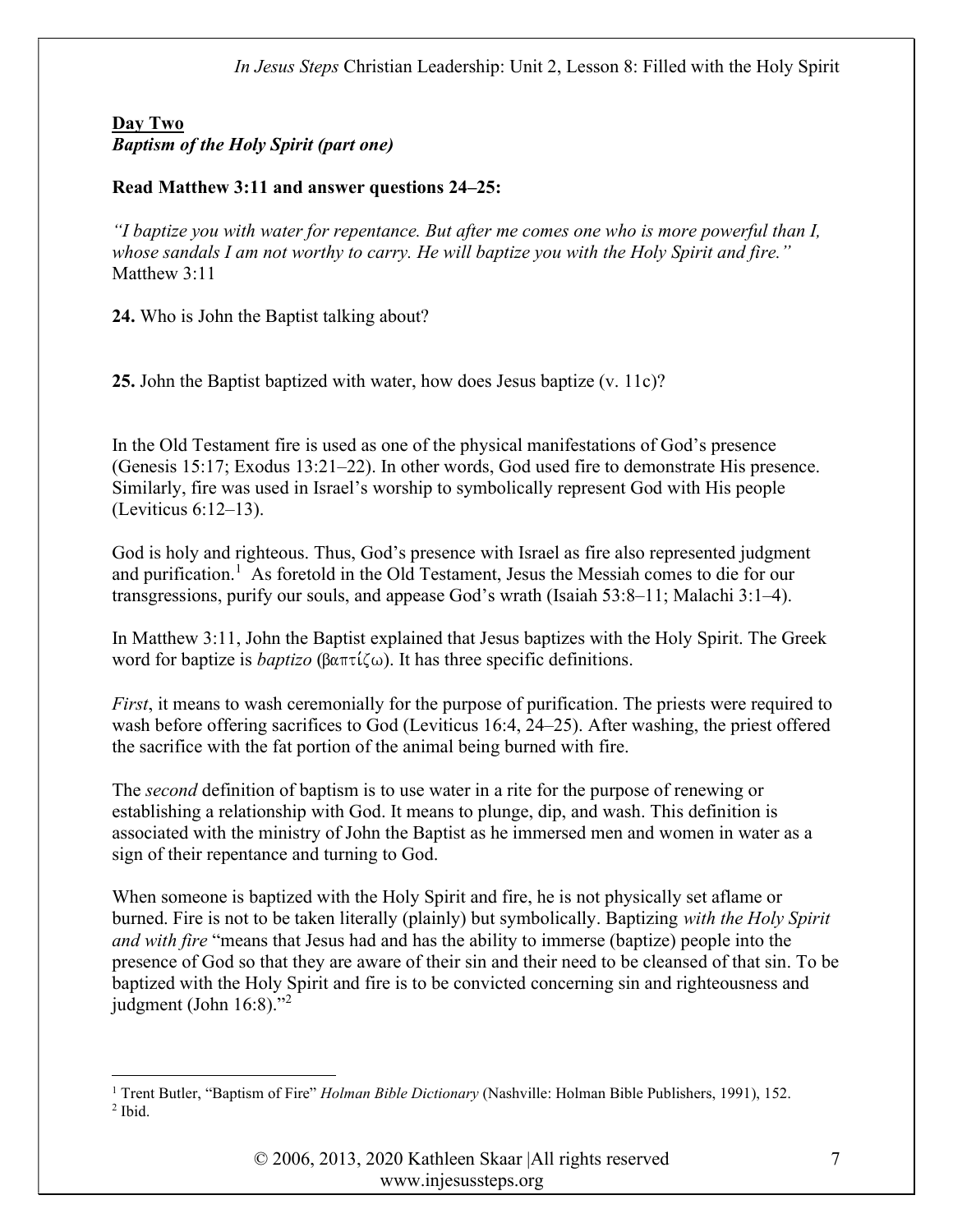**Day Two**
***Baptism of the Holy Spirit (part one)***

**Read Matthew 3:11 and answer questions 24–25:**

*"I baptize you with water for repentance. But after me comes one who is more powerful than I, whose sandals I am not worthy to carry. He will baptize you with the Holy Spirit and fire."* Matthew 3:11

**24.** Who is John the Baptist talking about?

**25.** John the Baptist baptized with water, how does Jesus baptize (v. 11c)?

In the Old Testament fire is used as one of the physical manifestations of God's presence (Genesis 15:17; Exodus 13:21–22). In other words, God used fire to demonstrate His presence. Similarly, fire was used in Israel's worship to symbolically represent God with His people (Leviticus 6:12–13).

God is holy and righteous. Thus, God's presence with Israel as fire also represented judgment and purification.[1] As foretold in the Old Testament, Jesus the Messiah comes to die for our transgressions, purify our souls, and appease God's wrath (Isaiah 53:8–11; Malachi 3:1–4).

In Matthew 3:11, John the Baptist explained that Jesus baptizes with the Holy Spirit. The Greek word for baptize is *baptizo* (βαπτίζω). It has three specific definitions.

*First*, it means to wash ceremonially for the purpose of purification. The priests were required to wash before offering sacrifices to God (Leviticus 16:4, 24–25). After washing, the priest offered the sacrifice with the fat portion of the animal being burned with fire.

The *second* definition of baptism is to use water in a rite for the purpose of renewing or establishing a relationship with God. It means to plunge, dip, and wash. This definition is associated with the ministry of John the Baptist as he immersed men and women in water as a sign of their repentance and turning to God.

When someone is baptized with the Holy Spirit and fire, he is not physically set aflame or burned. Fire is not to be taken literally (plainly) but symbolically. Baptizing *with the Holy Spirit and with fire* "means that Jesus had and has the ability to immerse (baptize) people into the presence of God so that they are aware of their sin and their need to be cleansed of that sin. To be baptized with the Holy Spirit and fire is to be convicted concerning sin and righteousness and judgment (John 16:8)."[2]

---

[1] Trent Butler, "Baptism of Fire" *Holman Bible Dictionary* (Nashville: Holman Bible Publishers, 1991), 152.
[2] Ibid.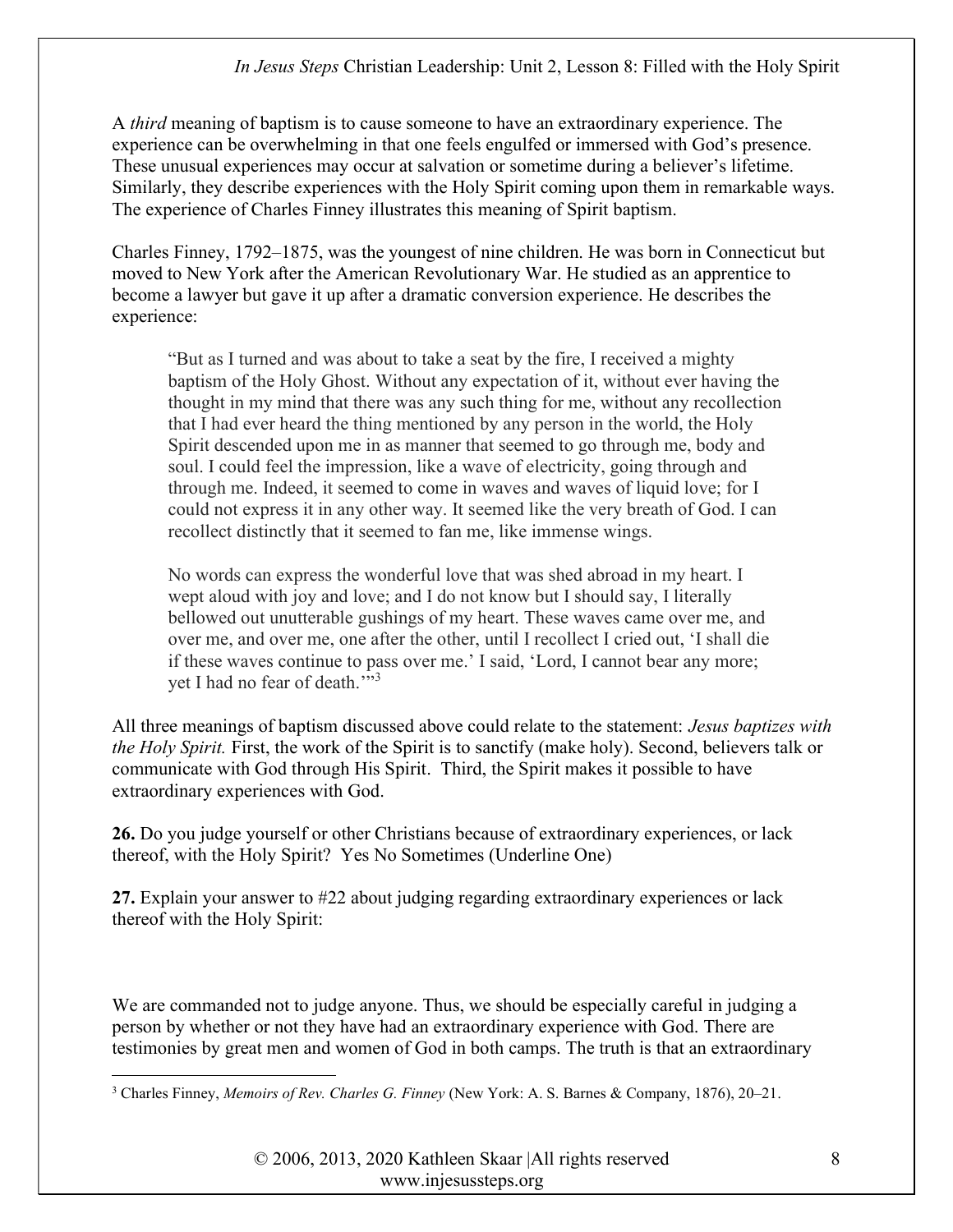A *third* meaning of baptism is to cause someone to have an extraordinary experience. The experience can be overwhelming in that one feels engulfed or immersed with God's presence. These unusual experiences may occur at salvation or sometime during a believer's lifetime. Similarly, they describe experiences with the Holy Spirit coming upon them in remarkable ways. The experience of Charles Finney illustrates this meaning of Spirit baptism.

Charles Finney, 1792–1875, was the youngest of nine children. He was born in Connecticut but moved to New York after the American Revolutionary War. He studied as an apprentice to become a lawyer but gave it up after a dramatic conversion experience. He describes the experience:

> "But as I turned and was about to take a seat by the fire, I received a mighty baptism of the Holy Ghost. Without any expectation of it, without ever having the thought in my mind that there was any such thing for me, without any recollection that I had ever heard the thing mentioned by any person in the world, the Holy Spirit descended upon me in as manner that seemed to go through me, body and soul. I could feel the impression, like a wave of electricity, going through and through me. Indeed, it seemed to come in waves and waves of liquid love; for I could not express it in any other way. It seemed like the very breath of God. I can recollect distinctly that it seemed to fan me, like immense wings.
>
> No words can express the wonderful love that was shed abroad in my heart. I wept aloud with joy and love; and I do not know but I should say, I literally bellowed out unutterable gushings of my heart. These waves came over me, and over me, and over me, one after the other, until I recollect I cried out, 'I shall die if these waves continue to pass over me.' I said, 'Lord, I cannot bear any more; yet I had no fear of death.'"[3]

All three meanings of baptism discussed above could relate to the statement: *Jesus baptizes with the Holy Spirit.* First, the work of the Spirit is to sanctify (make holy). Second, believers talk or communicate with God through His Spirit. Third, the Spirit makes it possible to have extraordinary experiences with God.

**26.** Do you judge yourself or other Christians because of extraordinary experiences, or lack thereof, with the Holy Spirit? Yes No Sometimes (Underline One)

**27.** Explain your answer to #22 about judging regarding extraordinary experiences or lack thereof with the Holy Spirit:

We are commanded not to judge anyone. Thus, we should be especially careful in judging a person by whether or not they have had an extraordinary experience with God. There are testimonies by great men and women of God in both camps. The truth is that an extraordinary

[3] Charles Finney, *Memoirs of Rev. Charles G. Finney* (New York: A. S. Barnes & Company, 1876), 20–21.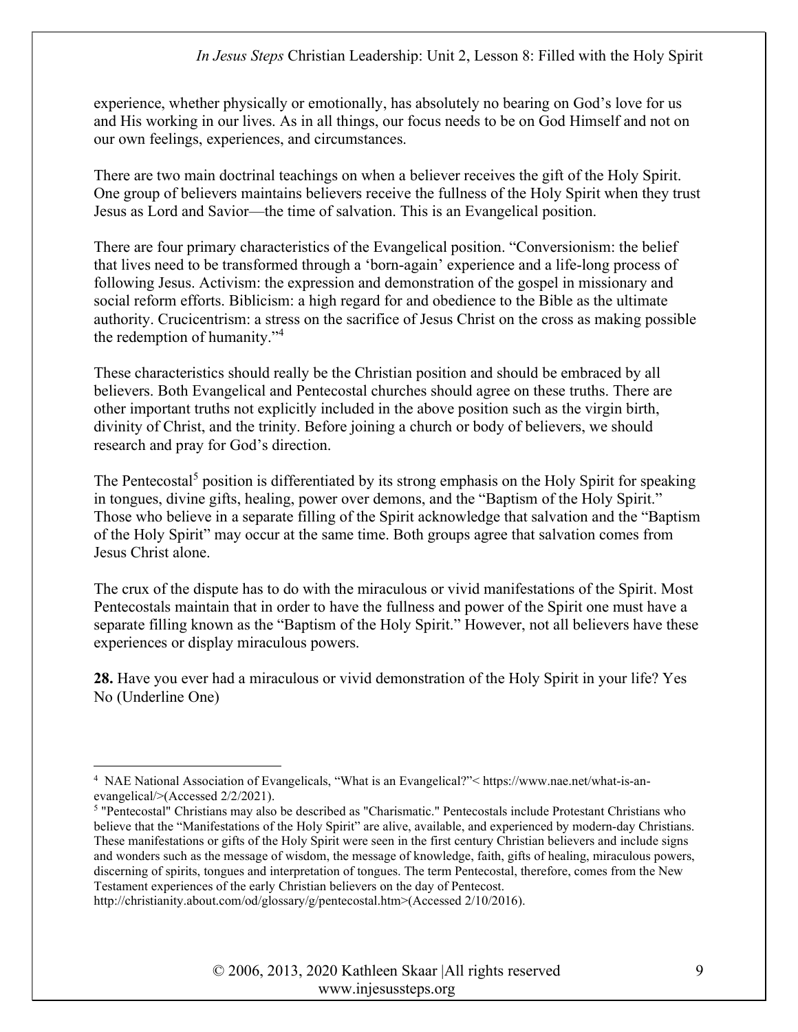experience, whether physically or emotionally, has absolutely no bearing on God's love for us and His working in our lives. As in all things, our focus needs to be on God Himself and not on our own feelings, experiences, and circumstances.

There are two main doctrinal teachings on when a believer receives the gift of the Holy Spirit. One group of believers maintains believers receive the fullness of the Holy Spirit when they trust Jesus as Lord and Savior—the time of salvation. This is an Evangelical position.

There are four primary characteristics of the Evangelical position. "Conversionism: the belief that lives need to be transformed through a 'born-again' experience and a life-long process of following Jesus. Activism: the expression and demonstration of the gospel in missionary and social reform efforts. Biblicism: a high regard for and obedience to the Bible as the ultimate authority. Crucicentrism: a stress on the sacrifice of Jesus Christ on the cross as making possible the redemption of humanity."[4]

These characteristics should really be the Christian position and should be embraced by all believers. Both Evangelical and Pentecostal churches should agree on these truths. There are other important truths not explicitly included in the above position such as the virgin birth, divinity of Christ, and the trinity. Before joining a church or body of believers, we should research and pray for God's direction.

The Pentecostal[5] position is differentiated by its strong emphasis on the Holy Spirit for speaking in tongues, divine gifts, healing, power over demons, and the "Baptism of the Holy Spirit." Those who believe in a separate filling of the Spirit acknowledge that salvation and the "Baptism of the Holy Spirit" may occur at the same time. Both groups agree that salvation comes from Jesus Christ alone.

The crux of the dispute has to do with the miraculous or vivid manifestations of the Spirit. Most Pentecostals maintain that in order to have the fullness and power of the Spirit one must have a separate filling known as the "Baptism of the Holy Spirit." However, not all believers have these experiences or display miraculous powers.

**28.** Have you ever had a miraculous or vivid demonstration of the Holy Spirit in your life? Yes No (Underline One)

---

[4] NAE National Association of Evangelicals, "What is an Evangelical?"< https://www.nae.net/what-is-an-evangelical/>(Accessed 2/2/2021).

[5] "Pentecostal" Christians may also be described as "Charismatic." Pentecostals include Protestant Christians who believe that the "Manifestations of the Holy Spirit" are alive, available, and experienced by modern-day Christians. These manifestations or gifts of the Holy Spirit were seen in the first century Christian believers and include signs and wonders such as the message of wisdom, the message of knowledge, faith, gifts of healing, miraculous powers, discerning of spirits, tongues and interpretation of tongues. The term Pentecostal, therefore, comes from the New Testament experiences of the early Christian believers on the day of Pentecost. http://christianity.about.com/od/glossary/g/pentecostal.htm>(Accessed 2/10/2016).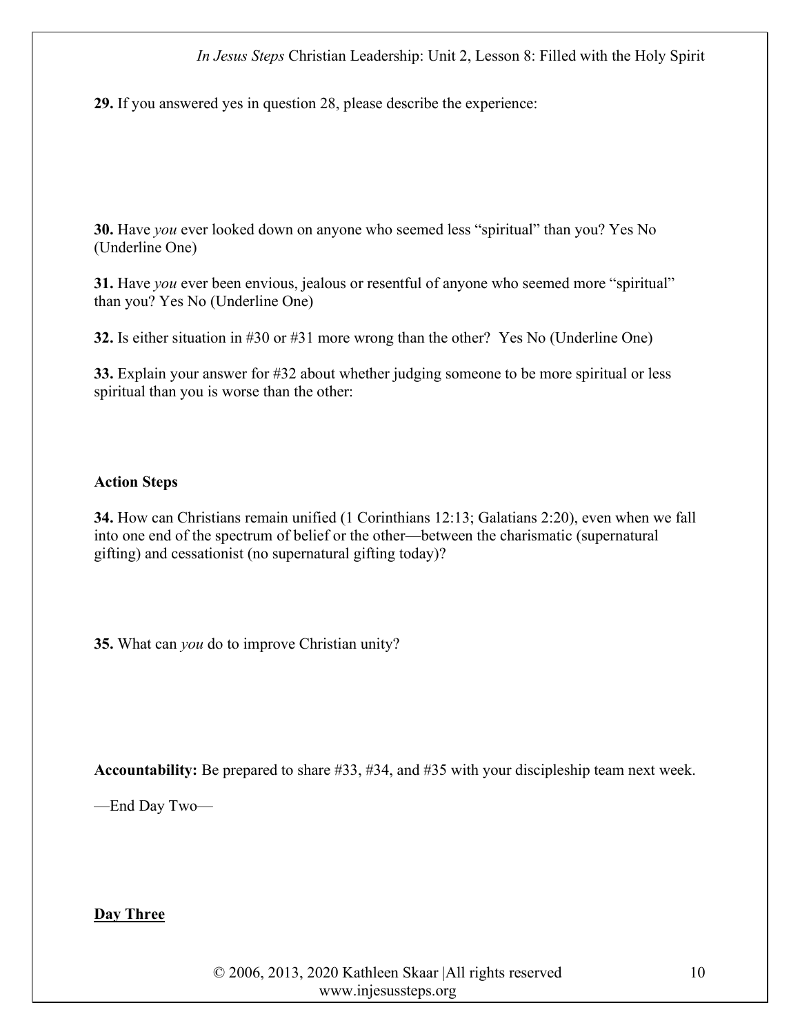**29.** If you answered yes in question 28, please describe the experience:

**30.** Have *you* ever looked down on anyone who seemed less "spiritual" than you? Yes No (Underline One)

**31.** Have *you* ever been envious, jealous or resentful of anyone who seemed more "spiritual" than you? Yes No (Underline One)

**32.** Is either situation in #30 or #31 more wrong than the other? Yes No (Underline One)

**33.** Explain your answer for #32 about whether judging someone to be more spiritual or less spiritual than you is worse than the other:

**Action Steps**

**34.** How can Christians remain unified (1 Corinthians 12:13; Galatians 2:20), even when we fall into one end of the spectrum of belief or the other—between the charismatic (supernatural gifting) and cessationist (no supernatural gifting today)?

**35.** What can *you* do to improve Christian unity?

**Accountability:** Be prepared to share #33, #34, and #35 with your discipleship team next week.

—End Day Two—

**<u>Day Three</u>**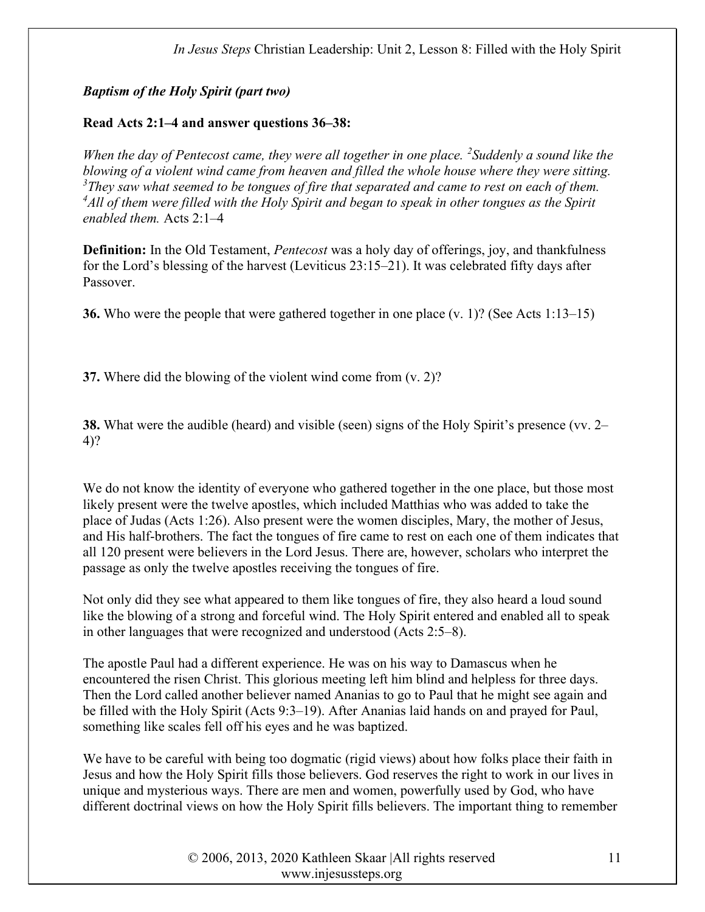***Baptism of the Holy Spirit (part two)***

**Read Acts 2:1–4 and answer questions 36–38:**

*When the day of Pentecost came, they were all together in one place. [2]Suddenly a sound like the blowing of a violent wind came from heaven and filled the whole house where they were sitting. [3]They saw what seemed to be tongues of fire that separated and came to rest on each of them. [4]All of them were filled with the Holy Spirit and began to speak in other tongues as the Spirit enabled them.* Acts 2:1–4

**Definition:** In the Old Testament, *Pentecost* was a holy day of offerings, joy, and thankfulness for the Lord's blessing of the harvest (Leviticus 23:15–21). It was celebrated fifty days after Passover.

**36.** Who were the people that were gathered together in one place (v. 1)? (See Acts 1:13–15)

**37.** Where did the blowing of the violent wind come from (v. 2)?

**38.** What were the audible (heard) and visible (seen) signs of the Holy Spirit's presence (vv. 2–4)?

We do not know the identity of everyone who gathered together in the one place, but those most likely present were the twelve apostles, which included Matthias who was added to take the place of Judas (Acts 1:26). Also present were the women disciples, Mary, the mother of Jesus, and His half-brothers. The fact the tongues of fire came to rest on each one of them indicates that all 120 present were believers in the Lord Jesus. There are, however, scholars who interpret the passage as only the twelve apostles receiving the tongues of fire.

Not only did they see what appeared to them like tongues of fire, they also heard a loud sound like the blowing of a strong and forceful wind. The Holy Spirit entered and enabled all to speak in other languages that were recognized and understood (Acts 2:5–8).

The apostle Paul had a different experience. He was on his way to Damascus when he encountered the risen Christ. This glorious meeting left him blind and helpless for three days. Then the Lord called another believer named Ananias to go to Paul that he might see again and be filled with the Holy Spirit (Acts 9:3–19). After Ananias laid hands on and prayed for Paul, something like scales fell off his eyes and he was baptized.

We have to be careful with being too dogmatic (rigid views) about how folks place their faith in Jesus and how the Holy Spirit fills those believers. God reserves the right to work in our lives in unique and mysterious ways. There are men and women, powerfully used by God, who have different doctrinal views on how the Holy Spirit fills believers. The important thing to remember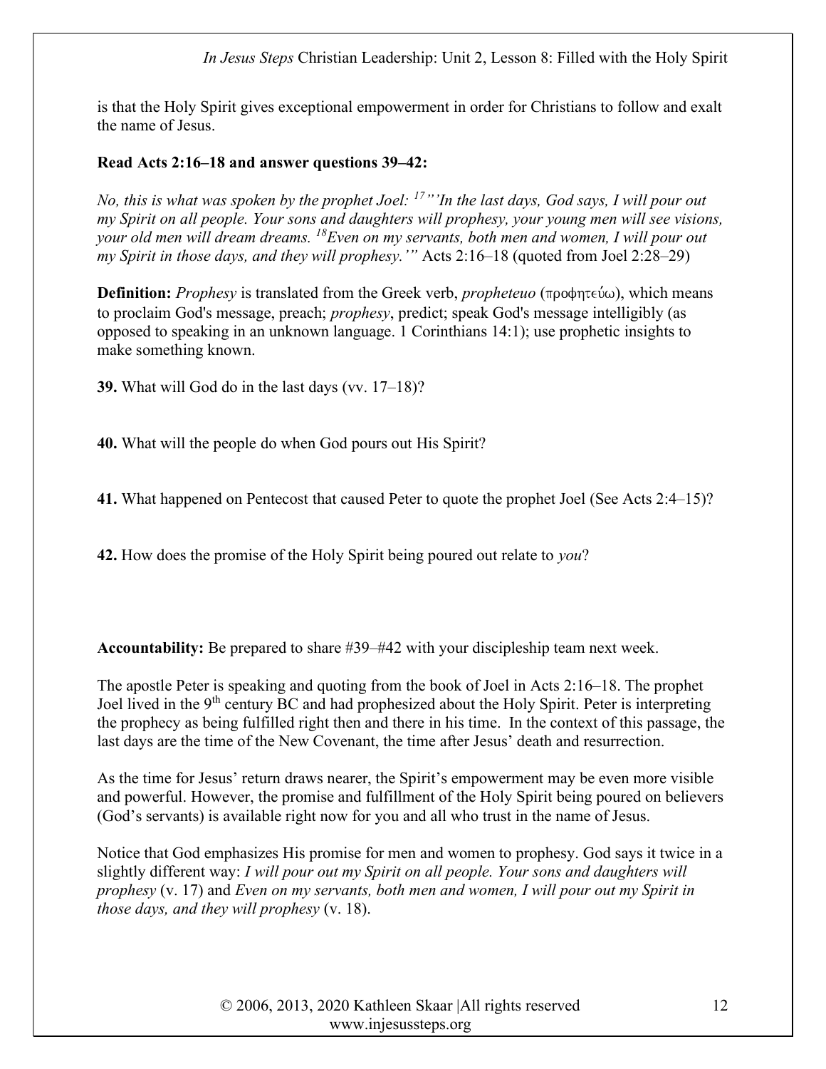is that the Holy Spirit gives exceptional empowerment in order for Christians to follow and exalt the name of Jesus.

**Read Acts 2:16–18 and answer questions 39–42:**

*No, this is what was spoken by the prophet Joel: [17] "'In the last days, God says, I will pour out my Spirit on all people. Your sons and daughters will prophesy, your young men will see visions, your old men will dream dreams. [18] Even on my servants, both men and women, I will pour out my Spirit in those days, and they will prophesy.'"* Acts 2:16–18 (quoted from Joel 2:28–29)

**Definition:** *Prophesy* is translated from the Greek verb, *propheteuo* (προφητεύω), which means to proclaim God's message, preach; *prophesy*, predict; speak God's message intelligibly (as opposed to speaking in an unknown language. 1 Corinthians 14:1); use prophetic insights to make something known.

**39.** What will God do in the last days (vv. 17–18)?

**40.** What will the people do when God pours out His Spirit?

**41.** What happened on Pentecost that caused Peter to quote the prophet Joel (See Acts 2:4–15)?

**42.** How does the promise of the Holy Spirit being poured out relate to *you*?

**Accountability:** Be prepared to share #39–#42 with your discipleship team next week.

The apostle Peter is speaking and quoting from the book of Joel in Acts 2:16–18. The prophet Joel lived in the 9th century BC and had prophesized about the Holy Spirit. Peter is interpreting the prophecy as being fulfilled right then and there in his time. In the context of this passage, the last days are the time of the New Covenant, the time after Jesus' death and resurrection.

As the time for Jesus' return draws nearer, the Spirit's empowerment may be even more visible and powerful. However, the promise and fulfillment of the Holy Spirit being poured on believers (God's servants) is available right now for you and all who trust in the name of Jesus.

Notice that God emphasizes His promise for men and women to prophesy. God says it twice in a slightly different way: *I will pour out my Spirit on all people. Your sons and daughters will prophesy* (v. 17) and *Even on my servants, both men and women, I will pour out my Spirit in those days, and they will prophesy* (v. 18).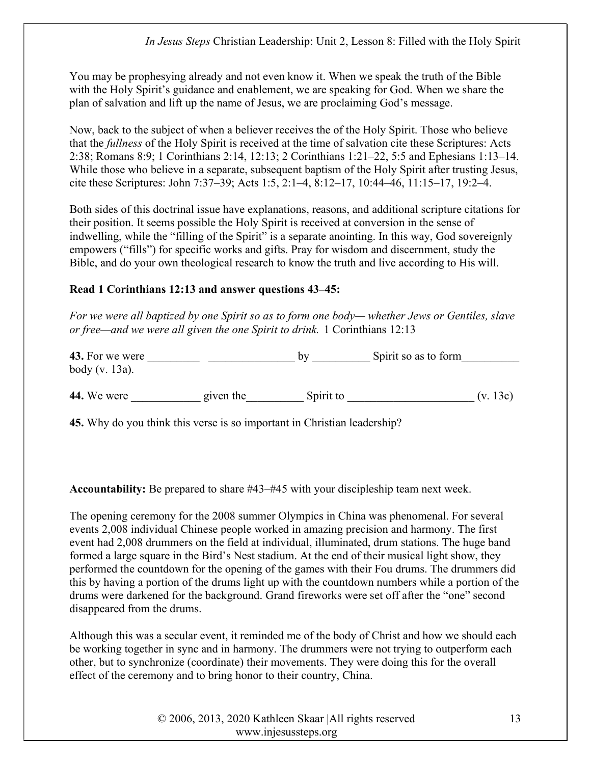You may be prophesying already and not even know it. When we speak the truth of the Bible with the Holy Spirit's guidance and enablement, we are speaking for God. When we share the plan of salvation and lift up the name of Jesus, we are proclaiming God's message.

Now, back to the subject of when a believer receives the of the Holy Spirit. Those who believe that the *fullness* of the Holy Spirit is received at the time of salvation cite these Scriptures: Acts 2:38; Romans 8:9; 1 Corinthians 2:14, 12:13; 2 Corinthians 1:21–22, 5:5 and Ephesians 1:13–14. While those who believe in a separate, subsequent baptism of the Holy Spirit after trusting Jesus, cite these Scriptures: John 7:37–39; Acts 1:5, 2:1–4, 8:12–17, 10:44–46, 11:15–17, 19:2–4.

Both sides of this doctrinal issue have explanations, reasons, and additional scripture citations for their position. It seems possible the Holy Spirit is received at conversion in the sense of indwelling, while the "filling of the Spirit" is a separate anointing. In this way, God sovereignly empowers ("fills") for specific works and gifts. Pray for wisdom and discernment, study the Bible, and do your own theological research to know the truth and live according to His will.

**Read 1 Corinthians 12:13 and answer questions 43–45:**

*For we were all baptized by one Spirit so as to form one body— whether Jews or Gentiles, slave or free—and we were all given the one Spirit to drink.* 1 Corinthians 12:13

**43.** For we were _________ _______________ by __________ Spirit so as to form__________ body (v. 13a).

**44.** We were ____________ given the__________ Spirit to ______________________ (v. 13c)

**45.** Why do you think this verse is so important in Christian leadership?

**Accountability:** Be prepared to share #43–#45 with your discipleship team next week.

The opening ceremony for the 2008 summer Olympics in China was phenomenal. For several events 2,008 individual Chinese people worked in amazing precision and harmony. The first event had 2,008 drummers on the field at individual, illuminated, drum stations. The huge band formed a large square in the Bird's Nest stadium. At the end of their musical light show, they performed the countdown for the opening of the games with their Fou drums. The drummers did this by having a portion of the drums light up with the countdown numbers while a portion of the drums were darkened for the background. Grand fireworks were set off after the "one" second disappeared from the drums.

Although this was a secular event, it reminded me of the body of Christ and how we should each be working together in sync and in harmony. The drummers were not trying to outperform each other, but to synchronize (coordinate) their movements. They were doing this for the overall effect of the ceremony and to bring honor to their country, China.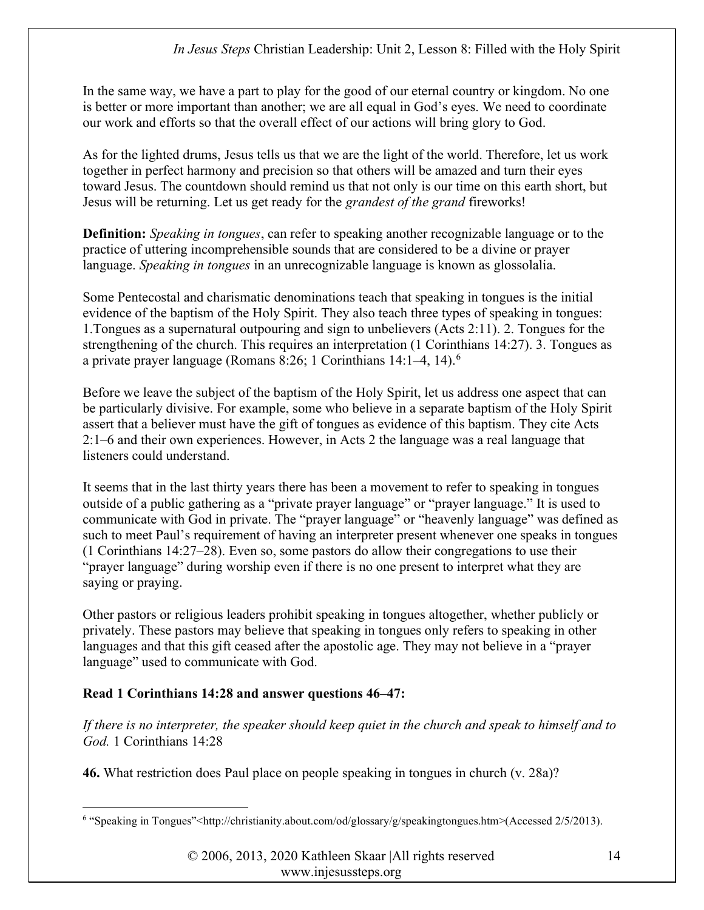In the same way, we have a part to play for the good of our eternal country or kingdom. No one is better or more important than another; we are all equal in God's eyes. We need to coordinate our work and efforts so that the overall effect of our actions will bring glory to God.

As for the lighted drums, Jesus tells us that we are the light of the world. Therefore, let us work together in perfect harmony and precision so that others will be amazed and turn their eyes toward Jesus. The countdown should remind us that not only is our time on this earth short, but Jesus will be returning. Let us get ready for the *grandest of the grand* fireworks!

**Definition:** *Speaking in tongues*, can refer to speaking another recognizable language or to the practice of uttering incomprehensible sounds that are considered to be a divine or prayer language. *Speaking in tongues* in an unrecognizable language is known as glossolalia.

Some Pentecostal and charismatic denominations teach that speaking in tongues is the initial evidence of the baptism of the Holy Spirit. They also teach three types of speaking in tongues: 1.Tongues as a supernatural outpouring and sign to unbelievers (Acts 2:11). 2. Tongues for the strengthening of the church. This requires an interpretation (1 Corinthians 14:27). 3. Tongues as a private prayer language (Romans 8:26; 1 Corinthians 14:1–4, 14).[6]

Before we leave the subject of the baptism of the Holy Spirit, let us address one aspect that can be particularly divisive. For example, some who believe in a separate baptism of the Holy Spirit assert that a believer must have the gift of tongues as evidence of this baptism. They cite Acts 2:1–6 and their own experiences. However, in Acts 2 the language was a real language that listeners could understand.

It seems that in the last thirty years there has been a movement to refer to speaking in tongues outside of a public gathering as a "private prayer language" or "prayer language." It is used to communicate with God in private. The "prayer language" or "heavenly language" was defined as such to meet Paul's requirement of having an interpreter present whenever one speaks in tongues (1 Corinthians 14:27–28). Even so, some pastors do allow their congregations to use their "prayer language" during worship even if there is no one present to interpret what they are saying or praying.

Other pastors or religious leaders prohibit speaking in tongues altogether, whether publicly or privately. These pastors may believe that speaking in tongues only refers to speaking in other languages and that this gift ceased after the apostolic age. They may not believe in a "prayer language" used to communicate with God.

**Read 1 Corinthians 14:28 and answer questions 46–47:**

*If there is no interpreter, the speaker should keep quiet in the church and speak to himself and to God.* 1 Corinthians 14:28

**46.** What restriction does Paul place on people speaking in tongues in church (v. 28a)?

[6] "Speaking in Tongues"<http://christianity.about.com/od/glossary/g/speakingtongues.htm>(Accessed 2/5/2013).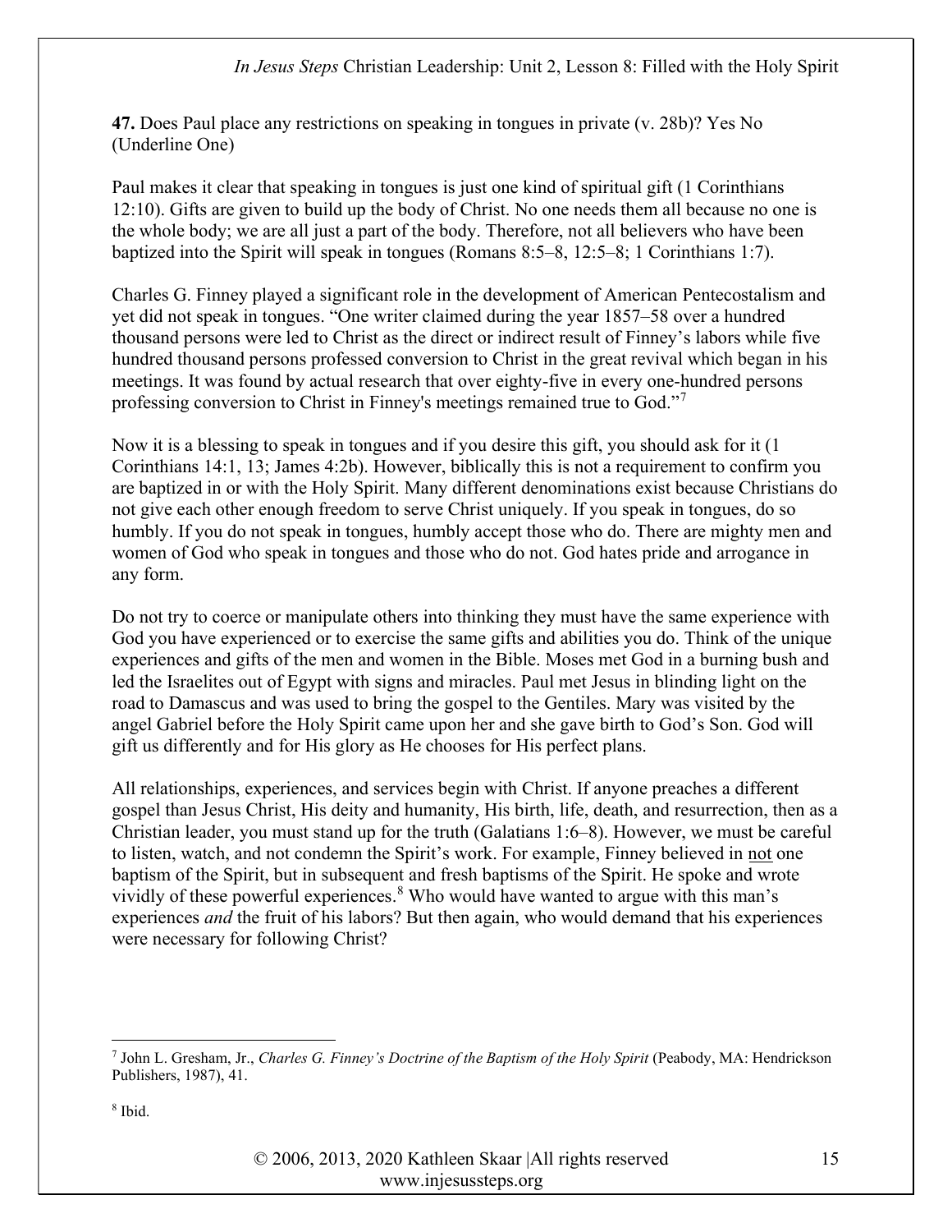**47.** Does Paul place any restrictions on speaking in tongues in private (v. 28b)? Yes No (Underline One)

Paul makes it clear that speaking in tongues is just one kind of spiritual gift (1 Corinthians 12:10). Gifts are given to build up the body of Christ. No one needs them all because no one is the whole body; we are all just a part of the body. Therefore, not all believers who have been baptized into the Spirit will speak in tongues (Romans 8:5–8, 12:5–8; 1 Corinthians 1:7).

Charles G. Finney played a significant role in the development of American Pentecostalism and yet did not speak in tongues. "One writer claimed during the year 1857–58 over a hundred thousand persons were led to Christ as the direct or indirect result of Finney's labors while five hundred thousand persons professed conversion to Christ in the great revival which began in his meetings. It was found by actual research that over eighty-five in every one-hundred persons professing conversion to Christ in Finney's meetings remained true to God."[7]

Now it is a blessing to speak in tongues and if you desire this gift, you should ask for it (1 Corinthians 14:1, 13; James 4:2b). However, biblically this is not a requirement to confirm you are baptized in or with the Holy Spirit. Many different denominations exist because Christians do not give each other enough freedom to serve Christ uniquely. If you speak in tongues, do so humbly. If you do not speak in tongues, humbly accept those who do. There are mighty men and women of God who speak in tongues and those who do not. God hates pride and arrogance in any form.

Do not try to coerce or manipulate others into thinking they must have the same experience with God you have experienced or to exercise the same gifts and abilities you do. Think of the unique experiences and gifts of the men and women in the Bible. Moses met God in a burning bush and led the Israelites out of Egypt with signs and miracles. Paul met Jesus in blinding light on the road to Damascus and was used to bring the gospel to the Gentiles. Mary was visited by the angel Gabriel before the Holy Spirit came upon her and she gave birth to God's Son. God will gift us differently and for His glory as He chooses for His perfect plans.

All relationships, experiences, and services begin with Christ. If anyone preaches a different gospel than Jesus Christ, His deity and humanity, His birth, life, death, and resurrection, then as a Christian leader, you must stand up for the truth (Galatians 1:6–8). However, we must be careful to listen, watch, and not condemn the Spirit's work. For example, Finney believed in not one baptism of the Spirit, but in subsequent and fresh baptisms of the Spirit. He spoke and wrote vividly of these powerful experiences.[8] Who would have wanted to argue with this man's experiences *and* the fruit of his labors? But then again, who would demand that his experiences were necessary for following Christ?

---

[7] John L. Gresham, Jr., *Charles G. Finney's Doctrine of the Baptism of the Holy Spirit* (Peabody, MA: Hendrickson Publishers, 1987), 41.

[8] Ibid.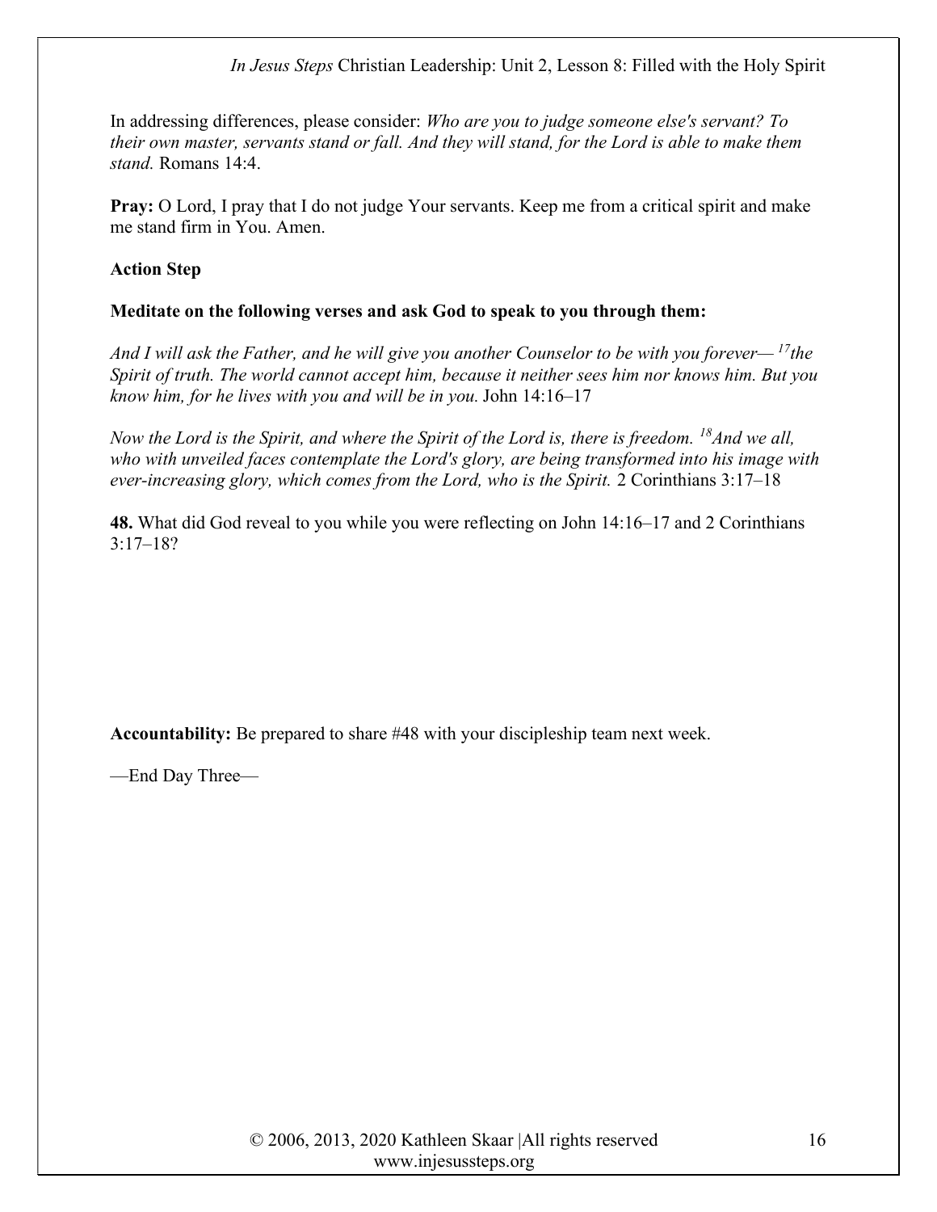In addressing differences, please consider: *Who are you to judge someone else's servant? To their own master, servants stand or fall. And they will stand, for the Lord is able to make them stand.* Romans 14:4.

**Pray:** O Lord, I pray that I do not judge Your servants. Keep me from a critical spirit and make me stand firm in You. Amen.

**Action Step**

**Meditate on the following verses and ask God to speak to you through them:**

*And I will ask the Father, and he will give you another Counselor to be with you forever— [17]the Spirit of truth. The world cannot accept him, because it neither sees him nor knows him. But you know him, for he lives with you and will be in you.* John 14:16–17

*Now the Lord is the Spirit, and where the Spirit of the Lord is, there is freedom. [18]And we all, who with unveiled faces contemplate the Lord's glory, are being transformed into his image with ever-increasing glory, which comes from the Lord, who is the Spirit.* 2 Corinthians 3:17–18

**48.** What did God reveal to you while you were reflecting on John 14:16–17 and 2 Corinthians 3:17–18?

**Accountability:** Be prepared to share #48 with your discipleship team next week.

—End Day Three—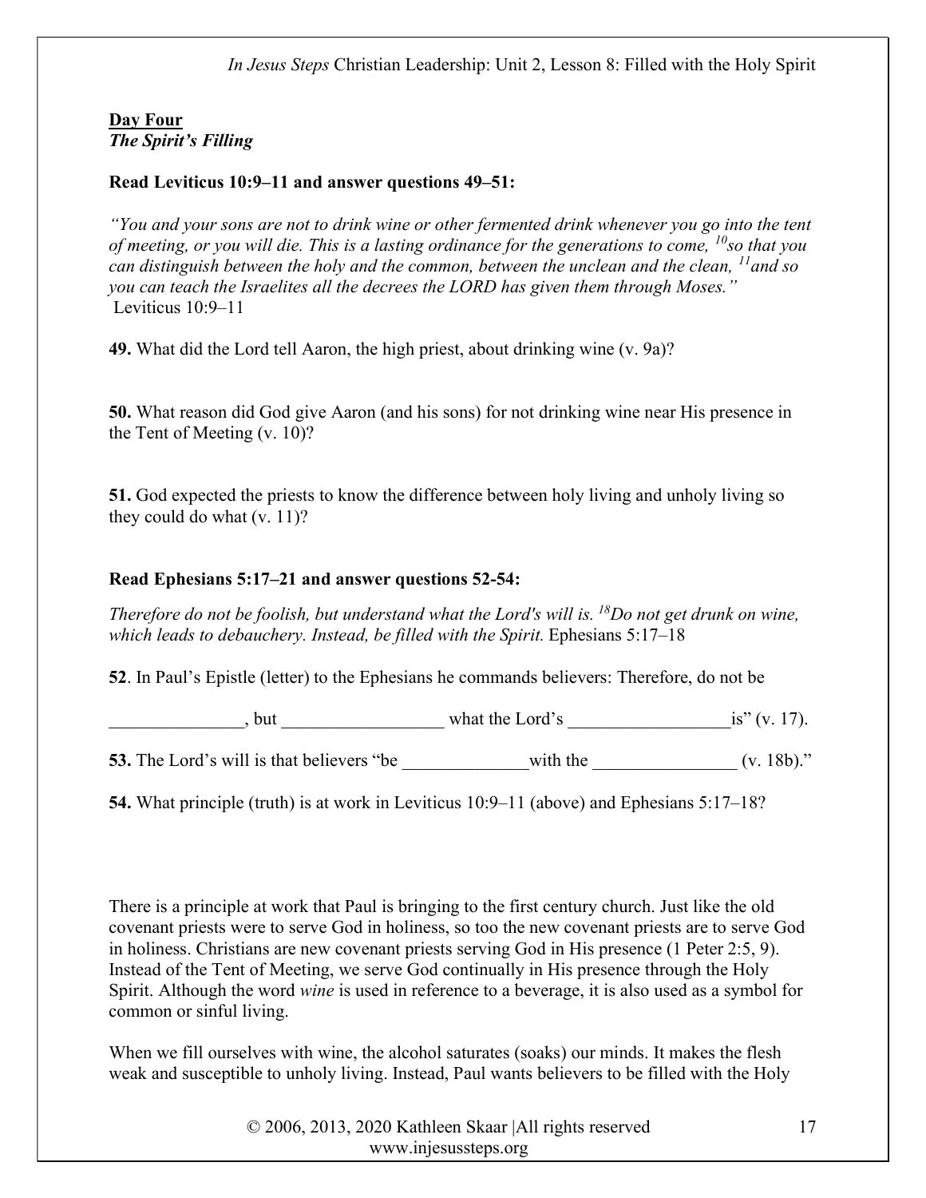**Day Four**
***The Spirit's Filling***

**Read Leviticus 10:9–11 and answer questions 49–51:**

*"You and your sons are not to drink wine or other fermented drink whenever you go into the tent of meeting, or you will die. This is a lasting ordinance for the generations to come, [10]so that you can distinguish between the holy and the common, between the unclean and the clean, [11]and so you can teach the Israelites all the decrees the LORD has given them through Moses."*
Leviticus 10:9–11

**49.** What did the Lord tell Aaron, the high priest, about drinking wine (v. 9a)?

**50.** What reason did God give Aaron (and his sons) for not drinking wine near His presence in the Tent of Meeting (v. 10)?

**51.** God expected the priests to know the difference between holy living and unholy living so they could do what (v. 11)?

**Read Ephesians 5:17–21 and answer questions 52-54:**

*Therefore do not be foolish, but understand what the Lord's will is. [18]Do not get drunk on wine, which leads to debauchery. Instead, be filled with the Spirit.* Ephesians 5:17–18

**52**. In Paul's Epistle (letter) to the Ephesians he commands believers: Therefore, do not be

_______________, but __________________ what the Lord's __________________is" (v. 17).

**53.** The Lord's will is that believers "be ______________with the ________________ (v. 18b)."

**54.** What principle (truth) is at work in Leviticus 10:9–11 (above) and Ephesians 5:17–18?

There is a principle at work that Paul is bringing to the first century church. Just like the old covenant priests were to serve God in holiness, so too the new covenant priests are to serve God in holiness. Christians are new covenant priests serving God in His presence (1 Peter 2:5, 9). Instead of the Tent of Meeting, we serve God continually in His presence through the Holy Spirit. Although the word *wine* is used in reference to a beverage, it is also used as a symbol for common or sinful living.

When we fill ourselves with wine, the alcohol saturates (soaks) our minds. It makes the flesh weak and susceptible to unholy living. Instead, Paul wants believers to be filled with the Holy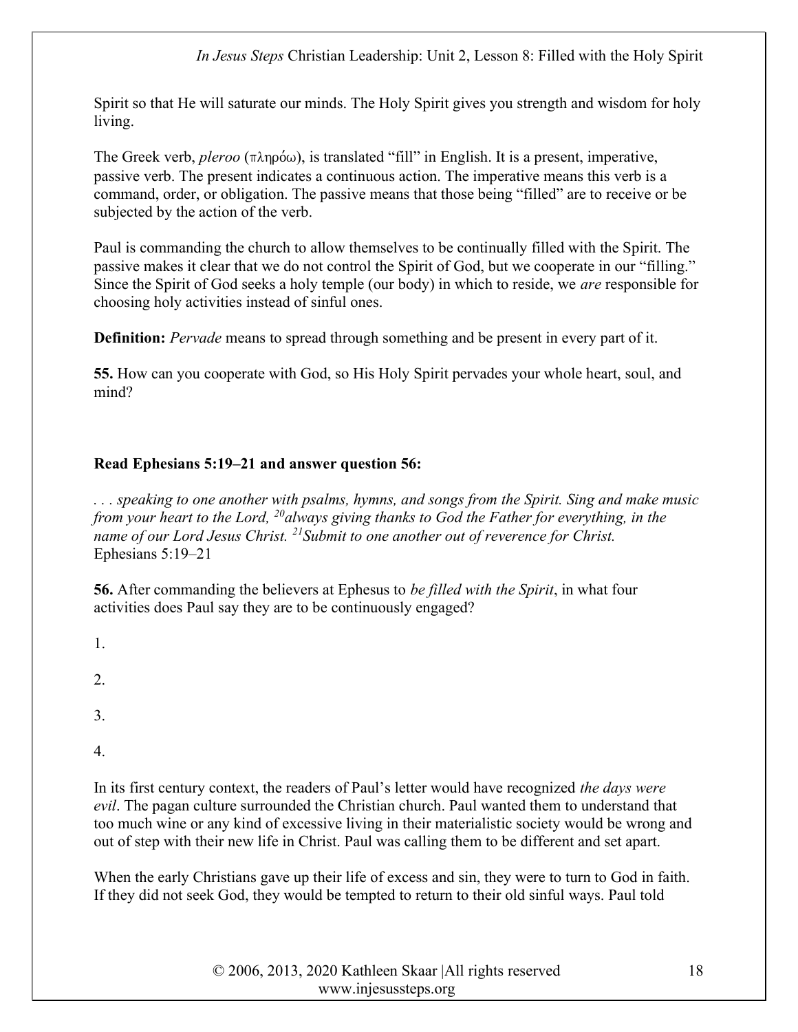Spirit so that He will saturate our minds. The Holy Spirit gives you strength and wisdom for holy living.

The Greek verb, *pleroo* (πληρόω), is translated "fill" in English. It is a present, imperative, passive verb. The present indicates a continuous action. The imperative means this verb is a command, order, or obligation. The passive means that those being "filled" are to receive or be subjected by the action of the verb.

Paul is commanding the church to allow themselves to be continually filled with the Spirit. The passive makes it clear that we do not control the Spirit of God, but we cooperate in our "filling." Since the Spirit of God seeks a holy temple (our body) in which to reside, we *are* responsible for choosing holy activities instead of sinful ones.

**Definition:** *Pervade* means to spread through something and be present in every part of it.

**55.** How can you cooperate with God, so His Holy Spirit pervades your whole heart, soul, and mind?

**Read Ephesians 5:19–21 and answer question 56:**

*. . . speaking to one another with psalms, hymns, and songs from the Spirit. Sing and make music from your heart to the Lord, [20]always giving thanks to God the Father for everything, in the name of our Lord Jesus Christ. [21]Submit to one another out of reverence for Christ.*
Ephesians 5:19–21

**56.** After commanding the believers at Ephesus to *be filled with the Spirit*, in what four activities does Paul say they are to be continuously engaged?

1.

2.

3.

4.

In its first century context, the readers of Paul's letter would have recognized *the days were evil*. The pagan culture surrounded the Christian church. Paul wanted them to understand that too much wine or any kind of excessive living in their materialistic society would be wrong and out of step with their new life in Christ. Paul was calling them to be different and set apart.

When the early Christians gave up their life of excess and sin, they were to turn to God in faith. If they did not seek God, they would be tempted to return to their old sinful ways. Paul told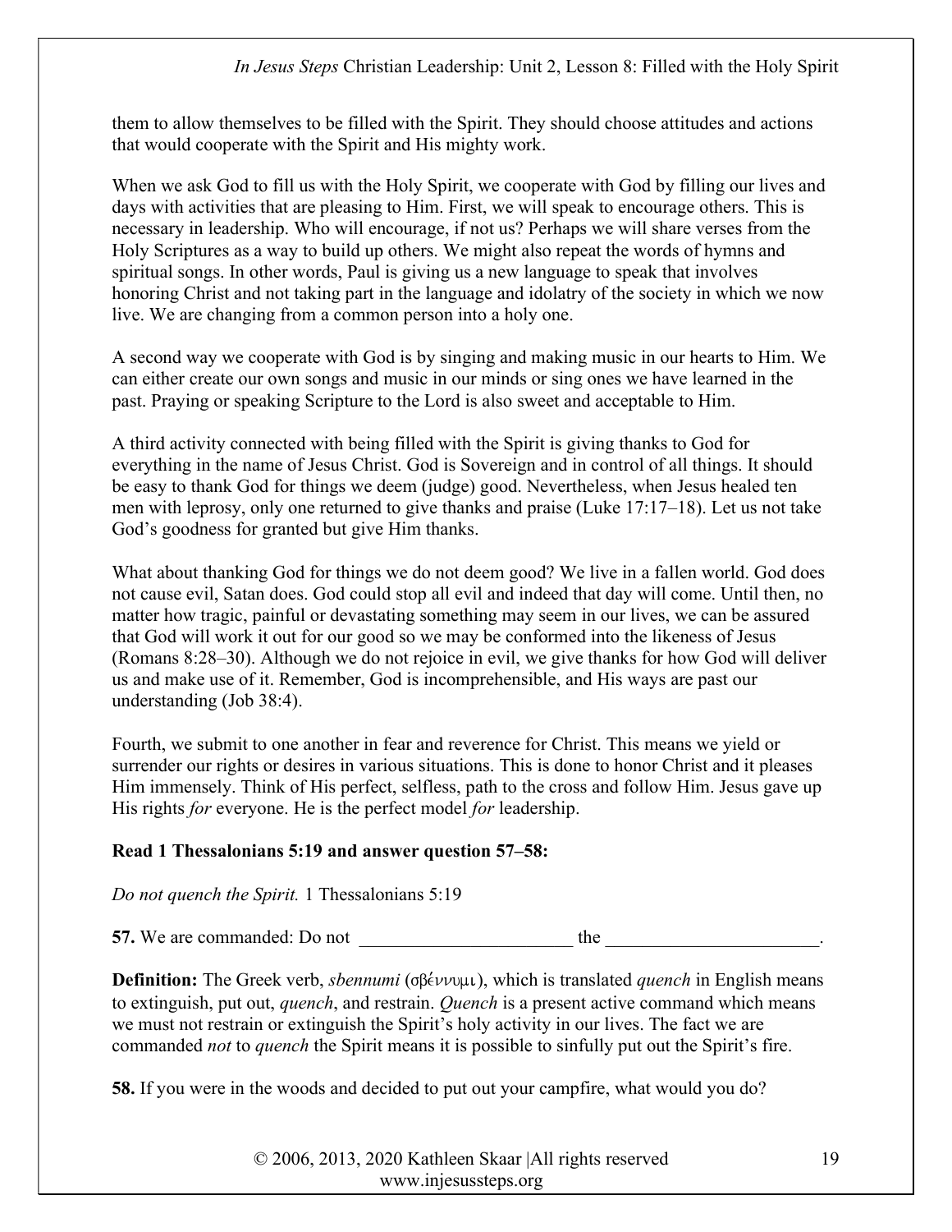them to allow themselves to be filled with the Spirit. They should choose attitudes and actions that would cooperate with the Spirit and His mighty work.

When we ask God to fill us with the Holy Spirit, we cooperate with God by filling our lives and days with activities that are pleasing to Him. First, we will speak to encourage others. This is necessary in leadership. Who will encourage, if not us? Perhaps we will share verses from the Holy Scriptures as a way to build up others. We might also repeat the words of hymns and spiritual songs. In other words, Paul is giving us a new language to speak that involves honoring Christ and not taking part in the language and idolatry of the society in which we now live. We are changing from a common person into a holy one.

A second way we cooperate with God is by singing and making music in our hearts to Him. We can either create our own songs and music in our minds or sing ones we have learned in the past. Praying or speaking Scripture to the Lord is also sweet and acceptable to Him.

A third activity connected with being filled with the Spirit is giving thanks to God for everything in the name of Jesus Christ. God is Sovereign and in control of all things. It should be easy to thank God for things we deem (judge) good. Nevertheless, when Jesus healed ten men with leprosy, only one returned to give thanks and praise (Luke 17:17–18). Let us not take God's goodness for granted but give Him thanks.

What about thanking God for things we do not deem good? We live in a fallen world. God does not cause evil, Satan does. God could stop all evil and indeed that day will come. Until then, no matter how tragic, painful or devastating something may seem in our lives, we can be assured that God will work it out for our good so we may be conformed into the likeness of Jesus (Romans 8:28–30). Although we do not rejoice in evil, we give thanks for how God will deliver us and make use of it. Remember, God is incomprehensible, and His ways are past our understanding (Job 38:4).

Fourth, we submit to one another in fear and reverence for Christ. This means we yield or surrender our rights or desires in various situations. This is done to honor Christ and it pleases Him immensely. Think of His perfect, selfless, path to the cross and follow Him. Jesus gave up His rights *for* everyone. He is the perfect model *for* leadership.

**Read 1 Thessalonians 5:19 and answer question 57–58:**

*Do not quench the Spirit.* 1 Thessalonians 5:19

**57.** We are commanded: Do not ________________________ the ________________________.

**Definition:** The Greek verb, *sbennumi* (σβέννυμι), which is translated *quench* in English means to extinguish, put out, *quench*, and restrain. *Quench* is a present active command which means we must not restrain or extinguish the Spirit's holy activity in our lives. The fact we are commanded *not* to *quench* the Spirit means it is possible to sinfully put out the Spirit's fire.

**58.** If you were in the woods and decided to put out your campfire, what would you do?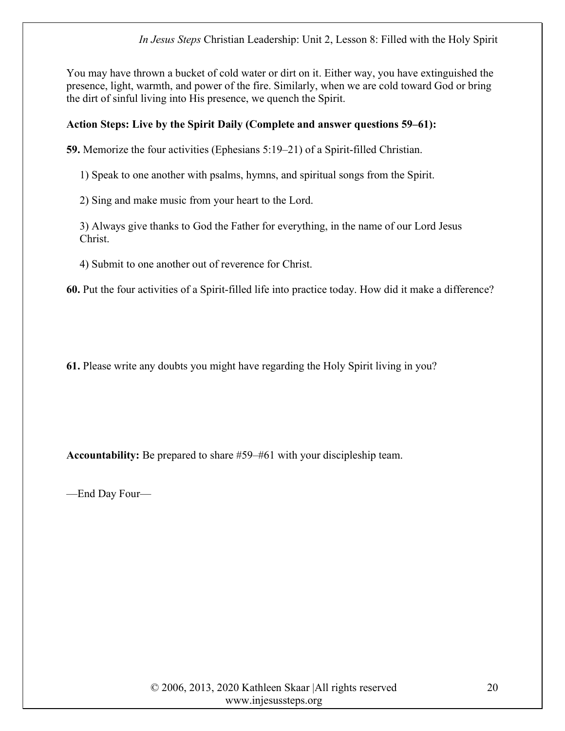You may have thrown a bucket of cold water or dirt on it. Either way, you have extinguished the presence, light, warmth, and power of the fire. Similarly, when we are cold toward God or bring the dirt of sinful living into His presence, we quench the Spirit.

**Action Steps: Live by the Spirit Daily (Complete and answer questions 59–61):**

**59.** Memorize the four activities (Ephesians 5:19–21) of a Spirit-filled Christian.

1) Speak to one another with psalms, hymns, and spiritual songs from the Spirit.

2) Sing and make music from your heart to the Lord.

3) Always give thanks to God the Father for everything, in the name of our Lord Jesus Christ.

4) Submit to one another out of reverence for Christ.

**60.** Put the four activities of a Spirit-filled life into practice today. How did it make a difference?

**61.** Please write any doubts you might have regarding the Holy Spirit living in you?

**Accountability:** Be prepared to share #59–#61 with your discipleship team.

—End Day Four—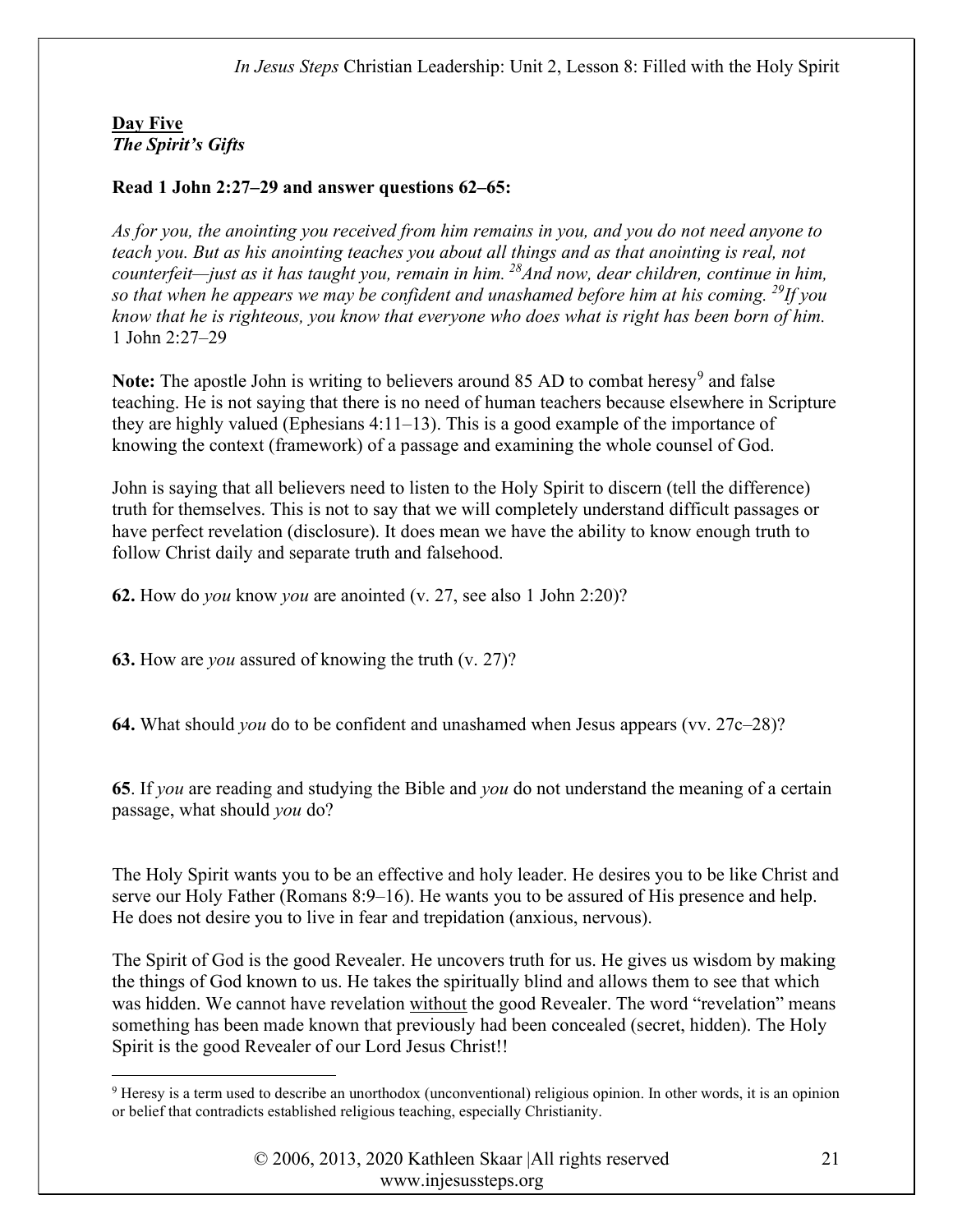**Day Five**
***The Spirit's Gifts***

**Read 1 John 2:27–29 and answer questions 62–65:**

*As for you, the anointing you received from him remains in you, and you do not need anyone to teach you. But as his anointing teaches you about all things and as that anointing is real, not counterfeit—just as it has taught you, remain in him. [28]And now, dear children, continue in him, so that when he appears we may be confident and unashamed before him at his coming. [29]If you know that he is righteous, you know that everyone who does what is right has been born of him.*
1 John 2:27–29

**Note:** The apostle John is writing to believers around 85 AD to combat heresy[9] and false teaching. He is not saying that there is no need of human teachers because elsewhere in Scripture they are highly valued (Ephesians 4:11–13). This is a good example of the importance of knowing the context (framework) of a passage and examining the whole counsel of God.

John is saying that all believers need to listen to the Holy Spirit to discern (tell the difference) truth for themselves. This is not to say that we will completely understand difficult passages or have perfect revelation (disclosure). It does mean we have the ability to know enough truth to follow Christ daily and separate truth and falsehood.

**62.** How do *you* know *you* are anointed (v. 27, see also 1 John 2:20)?

**63.** How are *you* assured of knowing the truth (v. 27)?

**64.** What should *you* do to be confident and unashamed when Jesus appears (vv. 27c–28)?

**65**. If *you* are reading and studying the Bible and *you* do not understand the meaning of a certain passage, what should *you* do?

The Holy Spirit wants you to be an effective and holy leader. He desires you to be like Christ and serve our Holy Father (Romans 8:9–16). He wants you to be assured of His presence and help. He does not desire you to live in fear and trepidation (anxious, nervous).

The Spirit of God is the good Revealer. He uncovers truth for us. He gives us wisdom by making the things of God known to us. He takes the spiritually blind and allows them to see that which was hidden. We cannot have revelation without the good Revealer. The word "revelation" means something has been made known that previously had been concealed (secret, hidden). The Holy Spirit is the good Revealer of our Lord Jesus Christ!!

[9] Heresy is a term used to describe an unorthodox (unconventional) religious opinion. In other words, it is an opinion or belief that contradicts established religious teaching, especially Christianity.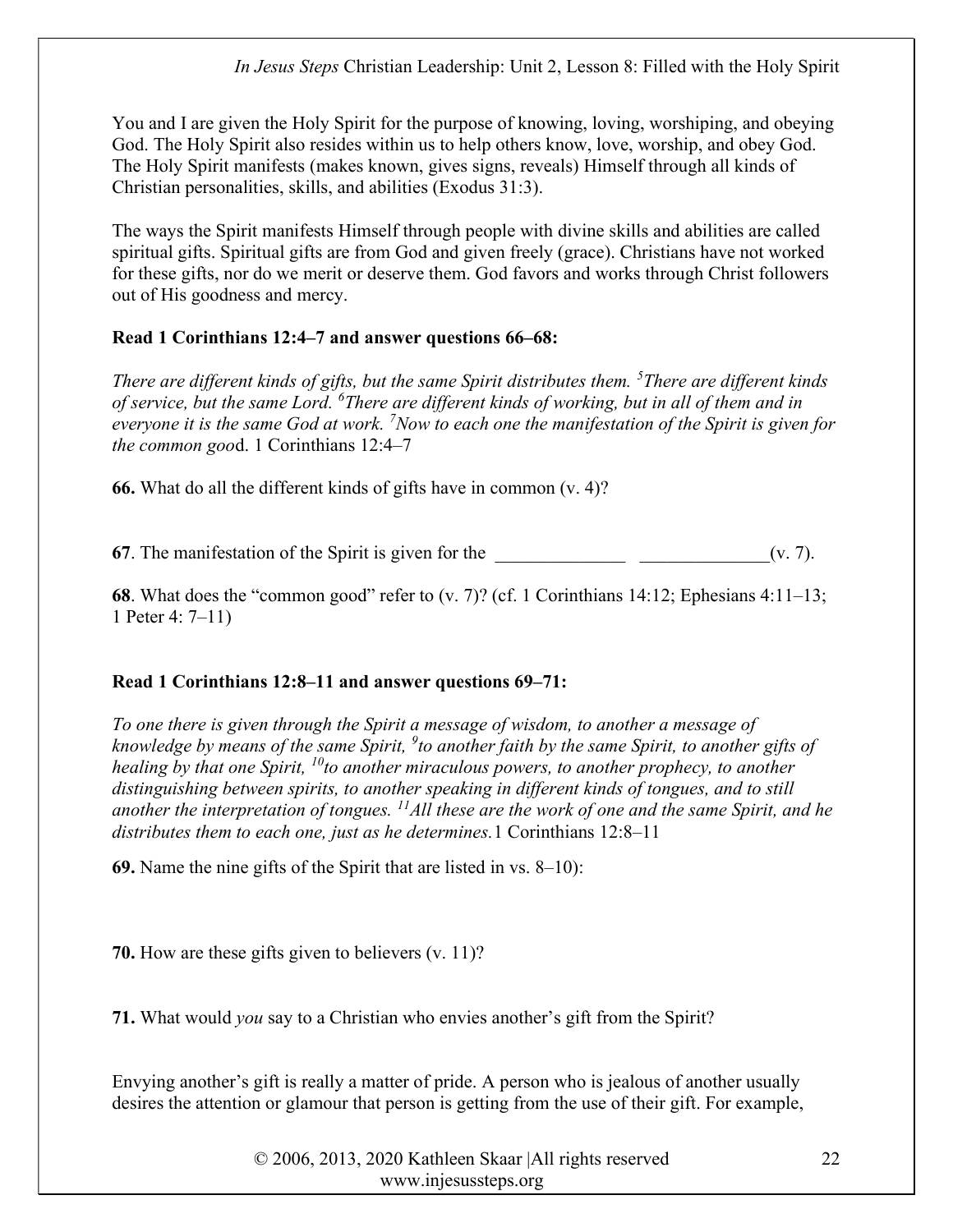You and I are given the Holy Spirit for the purpose of knowing, loving, worshiping, and obeying God. The Holy Spirit also resides within us to help others know, love, worship, and obey God. The Holy Spirit manifests (makes known, gives signs, reveals) Himself through all kinds of Christian personalities, skills, and abilities (Exodus 31:3).

The ways the Spirit manifests Himself through people with divine skills and abilities are called spiritual gifts. Spiritual gifts are from God and given freely (grace). Christians have not worked for these gifts, nor do we merit or deserve them. God favors and works through Christ followers out of His goodness and mercy.

**Read 1 Corinthians 12:4–7 and answer questions 66–68:**

*There are different kinds of gifts, but the same Spirit distributes them. [5]There are different kinds of service, but the same Lord. [6]There are different kinds of working, but in all of them and in everyone it is the same God at work. [7]Now to each one the manifestation of the Spirit is given for the common goo*d. 1 Corinthians 12:4–7

**66.** What do all the different kinds of gifts have in common (v. 4)?

**67**. The manifestation of the Spirit is given for the ______________ ______________(v. 7).

**68**. What does the "common good" refer to (v. 7)? (cf. 1 Corinthians 14:12; Ephesians 4:11–13; 1 Peter 4: 7–11)

**Read 1 Corinthians 12:8–11 and answer questions 69–71:**

*To one there is given through the Spirit a message of wisdom, to another a message of knowledge by means of the same Spirit, [9]to another faith by the same Spirit, to another gifts of healing by that one Spirit, [10]to another miraculous powers, to another prophecy, to another distinguishing between spirits, to another speaking in different kinds of tongues, and to still another the interpretation of tongues. [11]All these are the work of one and the same Spirit, and he distributes them to each one, just as he determines.*1 Corinthians 12:8–11

**69.** Name the nine gifts of the Spirit that are listed in vs. 8–10):

**70.** How are these gifts given to believers (v. 11)?

**71.** What would *you* say to a Christian who envies another's gift from the Spirit?

Envying another's gift is really a matter of pride. A person who is jealous of another usually desires the attention or glamour that person is getting from the use of their gift. For example,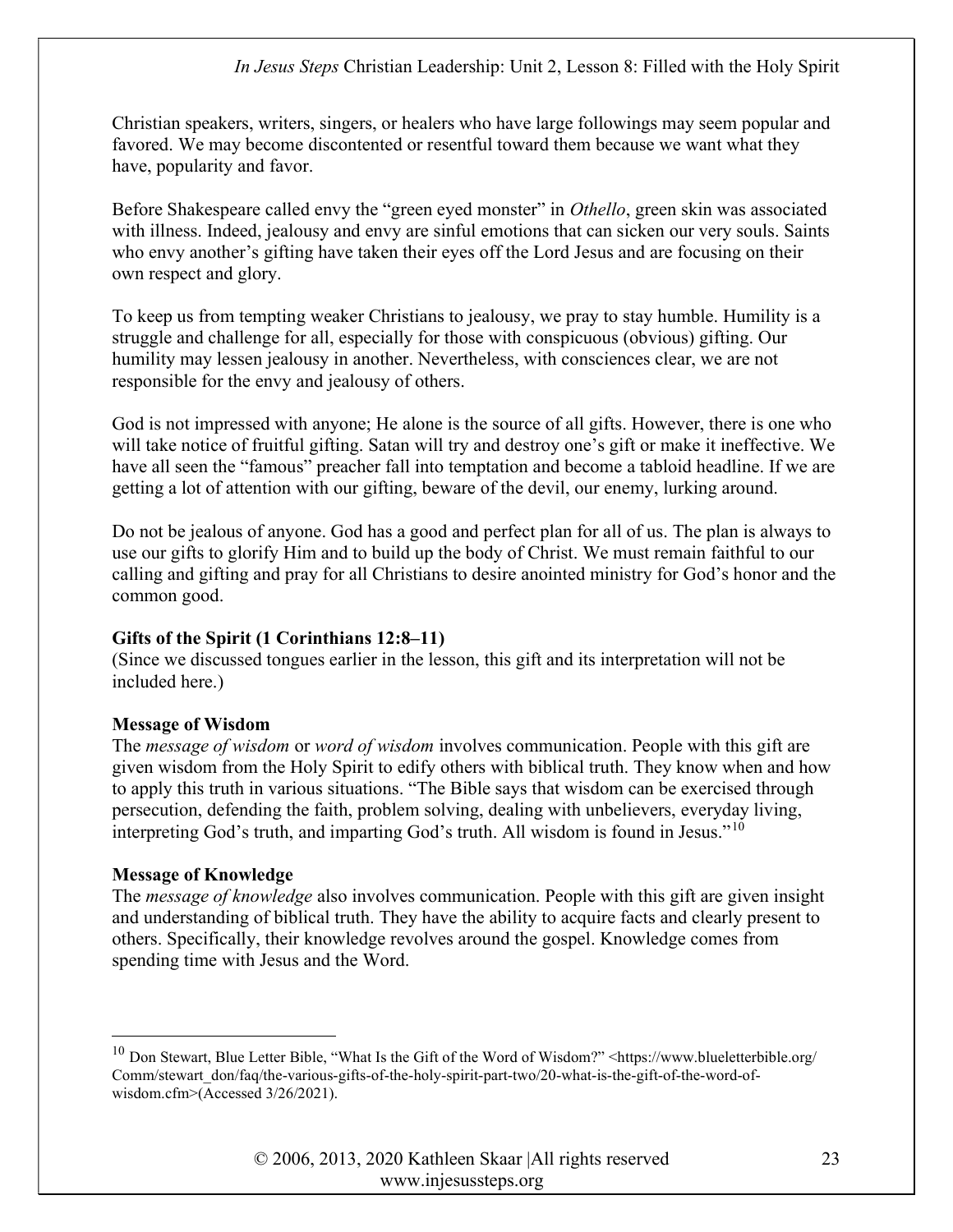Christian speakers, writers, singers, or healers who have large followings may seem popular and favored. We may become discontented or resentful toward them because we want what they have, popularity and favor.

Before Shakespeare called envy the "green eyed monster" in *Othello*, green skin was associated with illness. Indeed, jealousy and envy are sinful emotions that can sicken our very souls. Saints who envy another's gifting have taken their eyes off the Lord Jesus and are focusing on their own respect and glory.

To keep us from tempting weaker Christians to jealousy, we pray to stay humble. Humility is a struggle and challenge for all, especially for those with conspicuous (obvious) gifting. Our humility may lessen jealousy in another. Nevertheless, with consciences clear, we are not responsible for the envy and jealousy of others.

God is not impressed with anyone; He alone is the source of all gifts. However, there is one who will take notice of fruitful gifting. Satan will try and destroy one's gift or make it ineffective. We have all seen the "famous" preacher fall into temptation and become a tabloid headline. If we are getting a lot of attention with our gifting, beware of the devil, our enemy, lurking around.

Do not be jealous of anyone. God has a good and perfect plan for all of us. The plan is always to use our gifts to glorify Him and to build up the body of Christ. We must remain faithful to our calling and gifting and pray for all Christians to desire anointed ministry for God's honor and the common good.

**Gifts of the Spirit (1 Corinthians 12:8–11)**

(Since we discussed tongues earlier in the lesson, this gift and its interpretation will not be included here.)

**Message of Wisdom**

The *message of wisdom* or *word of wisdom* involves communication. People with this gift are given wisdom from the Holy Spirit to edify others with biblical truth. They know when and how to apply this truth in various situations. "The Bible says that wisdom can be exercised through persecution, defending the faith, problem solving, dealing with unbelievers, everyday living, interpreting God's truth, and imparting God's truth. All wisdom is found in Jesus."[10]

**Message of Knowledge**

The *message of knowledge* also involves communication. People with this gift are given insight and understanding of biblical truth. They have the ability to acquire facts and clearly present to others. Specifically, their knowledge revolves around the gospel. Knowledge comes from spending time with Jesus and the Word.

---

[10] Don Stewart, Blue Letter Bible, "What Is the Gift of the Word of Wisdom?" <https://www.blueletterbible.org/Comm/stewart_don/faq/the-various-gifts-of-the-holy-spirit-part-two/20-what-is-the-gift-of-the-word-of-wisdom.cfm>(Accessed 3/26/2021).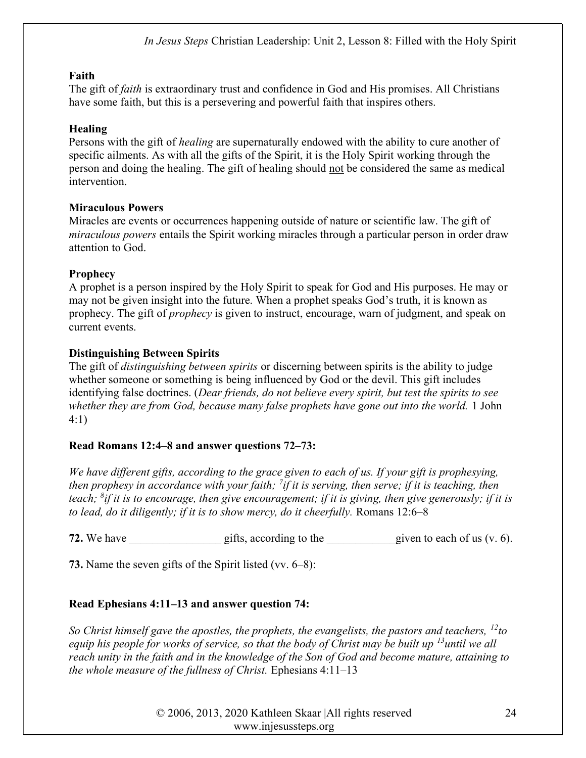**Faith**

The gift of *faith* is extraordinary trust and confidence in God and His promises. All Christians have some faith, but this is a persevering and powerful faith that inspires others.

**Healing**

Persons with the gift of *healing* are supernaturally endowed with the ability to cure another of specific ailments. As with all the gifts of the Spirit, it is the Holy Spirit working through the person and doing the healing. The gift of healing should <u>not</u> be considered the same as medical intervention.

**Miraculous Powers**

Miracles are events or occurrences happening outside of nature or scientific law. The gift of *miraculous powers* entails the Spirit working miracles through a particular person in order draw attention to God.

**Prophecy**

A prophet is a person inspired by the Holy Spirit to speak for God and His purposes. He may or may not be given insight into the future. When a prophet speaks God's truth, it is known as prophecy. The gift of *prophecy* is given to instruct, encourage, warn of judgment, and speak on current events.

**Distinguishing Between Spirits**

The gift of *distinguishing between spirits* or discerning between spirits is the ability to judge whether someone or something is being influenced by God or the devil. This gift includes identifying false doctrines. (*Dear friends, do not believe every spirit, but test the spirits to see whether they are from God, because many false prophets have gone out into the world.* 1 John 4:1)

**Read Romans 12:4–8 and answer questions 72–73:**

*We have different gifts, according to the grace given to each of us. If your gift is prophesying, then prophesy in accordance with your faith; [7]if it is serving, then serve; if it is teaching, then teach; [8]if it is to encourage, then give encouragement; if it is giving, then give generously; if it is to lead, do it diligently; if it is to show mercy, do it cheerfully.* Romans 12:6–8

**72.** We have ________________ gifts, according to the ____________given to each of us (v. 6).

**73.** Name the seven gifts of the Spirit listed (vv. 6–8):

**Read Ephesians 4:11–13 and answer question 74:**

*So Christ himself gave the apostles, the prophets, the evangelists, the pastors and teachers, [12]to equip his people for works of service, so that the body of Christ may be built up [13]until we all reach unity in the faith and in the knowledge of the Son of God and become mature, attaining to the whole measure of the fullness of Christ.* Ephesians 4:11–13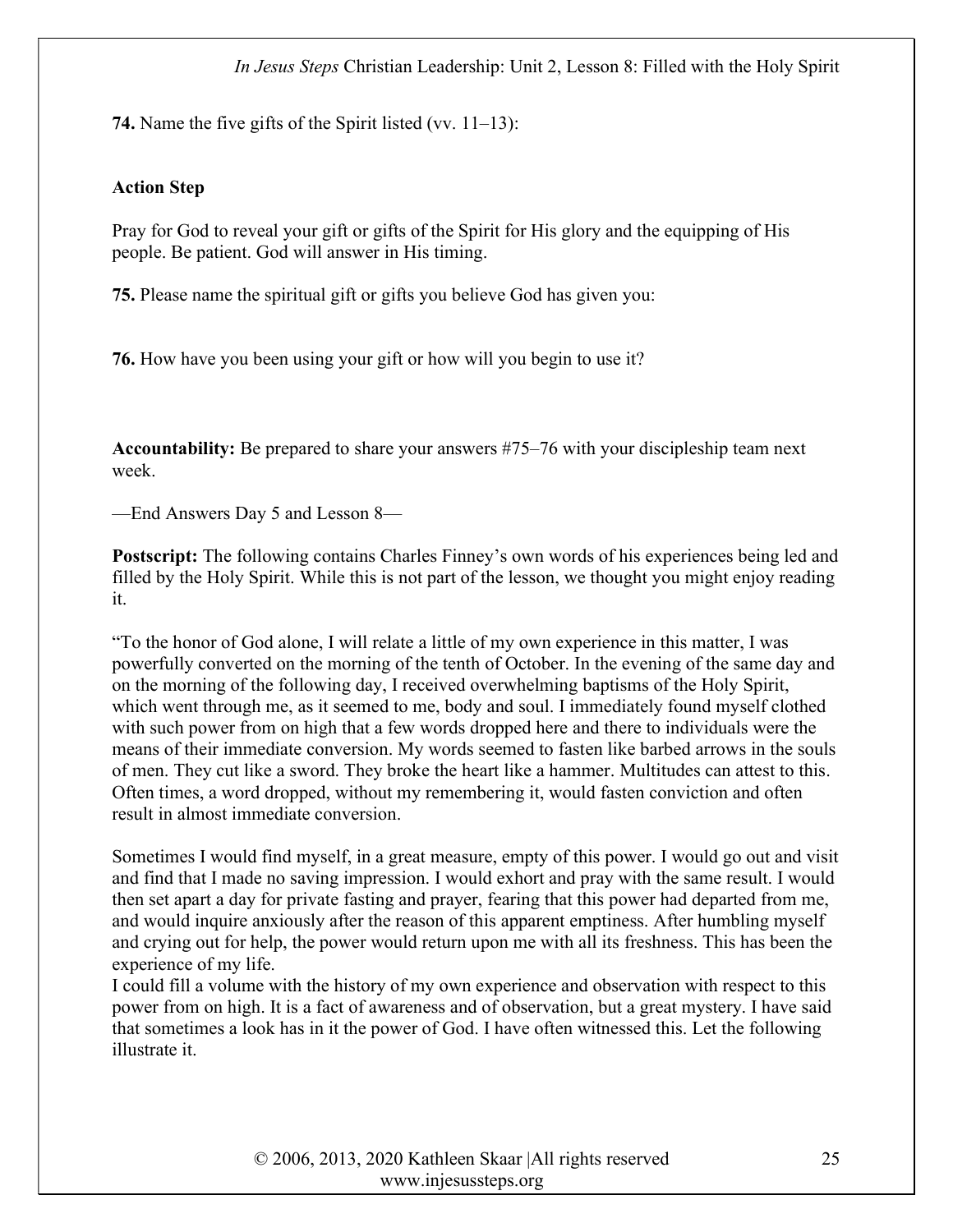**74.** Name the five gifts of the Spirit listed (vv. 11–13):

**Action Step**

Pray for God to reveal your gift or gifts of the Spirit for His glory and the equipping of His people. Be patient. God will answer in His timing.

**75.** Please name the spiritual gift or gifts you believe God has given you:

**76.** How have you been using your gift or how will you begin to use it?

**Accountability:** Be prepared to share your answers #75–76 with your discipleship team next week.

—End Answers Day 5 and Lesson 8—

**Postscript:** The following contains Charles Finney's own words of his experiences being led and filled by the Holy Spirit. While this is not part of the lesson, we thought you might enjoy reading it.

"To the honor of God alone, I will relate a little of my own experience in this matter, I was powerfully converted on the morning of the tenth of October. In the evening of the same day and on the morning of the following day, I received overwhelming baptisms of the Holy Spirit, which went through me, as it seemed to me, body and soul. I immediately found myself clothed with such power from on high that a few words dropped here and there to individuals were the means of their immediate conversion. My words seemed to fasten like barbed arrows in the souls of men. They cut like a sword. They broke the heart like a hammer. Multitudes can attest to this. Often times, a word dropped, without my remembering it, would fasten conviction and often result in almost immediate conversion.

Sometimes I would find myself, in a great measure, empty of this power. I would go out and visit and find that I made no saving impression. I would exhort and pray with the same result. I would then set apart a day for private fasting and prayer, fearing that this power had departed from me, and would inquire anxiously after the reason of this apparent emptiness. After humbling myself and crying out for help, the power would return upon me with all its freshness. This has been the experience of my life.

I could fill a volume with the history of my own experience and observation with respect to this power from on high. It is a fact of awareness and of observation, but a great mystery. I have said that sometimes a look has in it the power of God. I have often witnessed this. Let the following illustrate it.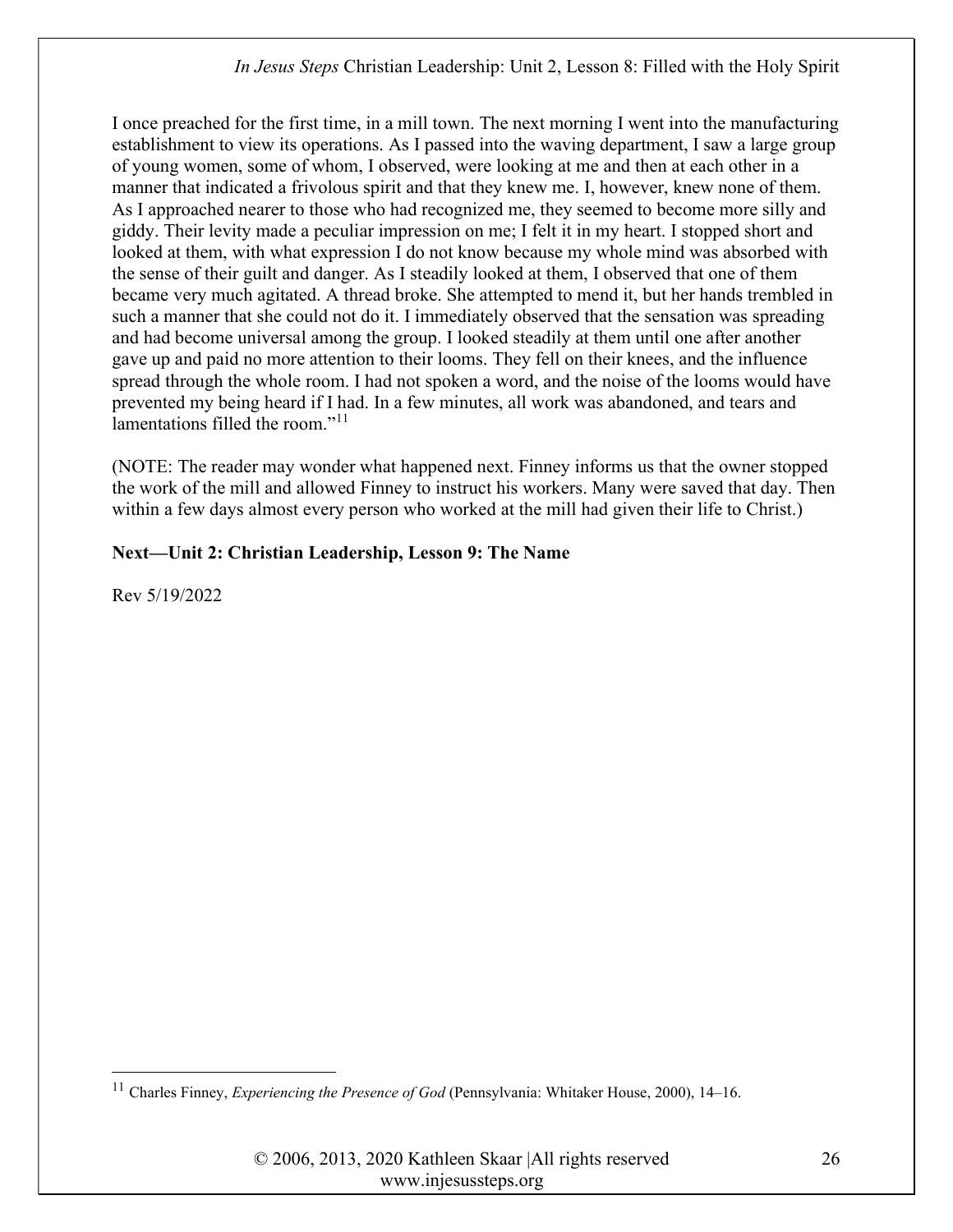I once preached for the first time, in a mill town. The next morning I went into the manufacturing establishment to view its operations. As I passed into the waving department, I saw a large group of young women, some of whom, I observed, were looking at me and then at each other in a manner that indicated a frivolous spirit and that they knew me. I, however, knew none of them. As I approached nearer to those who had recognized me, they seemed to become more silly and giddy. Their levity made a peculiar impression on me; I felt it in my heart. I stopped short and looked at them, with what expression I do not know because my whole mind was absorbed with the sense of their guilt and danger. As I steadily looked at them, I observed that one of them became very much agitated. A thread broke. She attempted to mend it, but her hands trembled in such a manner that she could not do it. I immediately observed that the sensation was spreading and had become universal among the group. I looked steadily at them until one after another gave up and paid no more attention to their looms. They fell on their knees, and the influence spread through the whole room. I had not spoken a word, and the noise of the looms would have prevented my being heard if I had. In a few minutes, all work was abandoned, and tears and lamentations filled the room."[11]

(NOTE: The reader may wonder what happened next. Finney informs us that the owner stopped the work of the mill and allowed Finney to instruct his workers. Many were saved that day. Then within a few days almost every person who worked at the mill had given their life to Christ.)

**Next—Unit 2: Christian Leadership, Lesson 9: The Name**

Rev 5/19/2022

[11] Charles Finney, *Experiencing the Presence of God* (Pennsylvania: Whitaker House, 2000), 14–16.